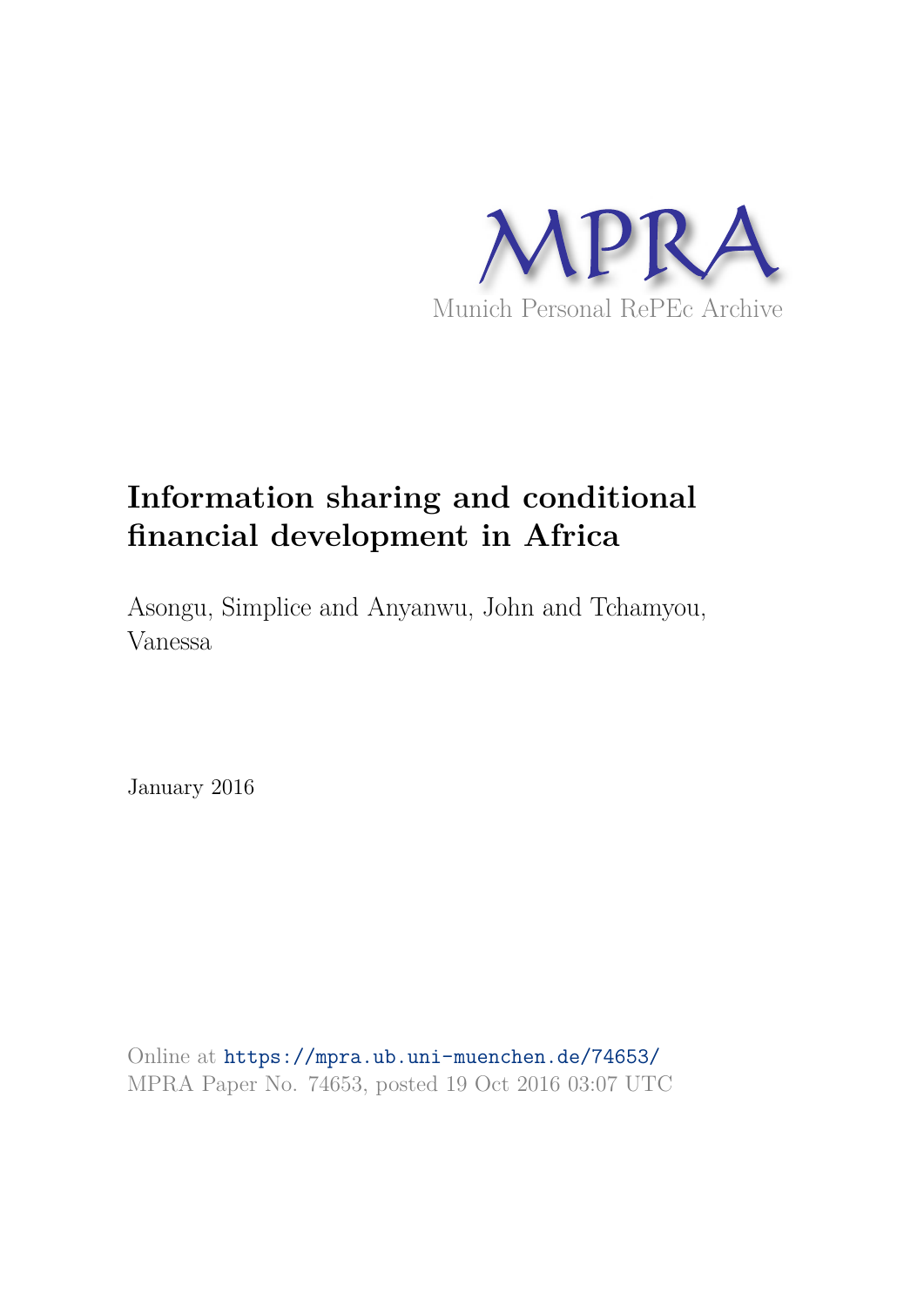MPRA

Munich Personal RePEc Archive

# Information sharing and conditional financial development in Africa

Asongu, Simplice and Anyanwu, John and Tchamyou, Vanessa

January 2016

Online at https://mpra.ub.uni-muenchen.de/74653/
MPRA Paper No. 74653, posted 19 Oct 2016 03:07 UTC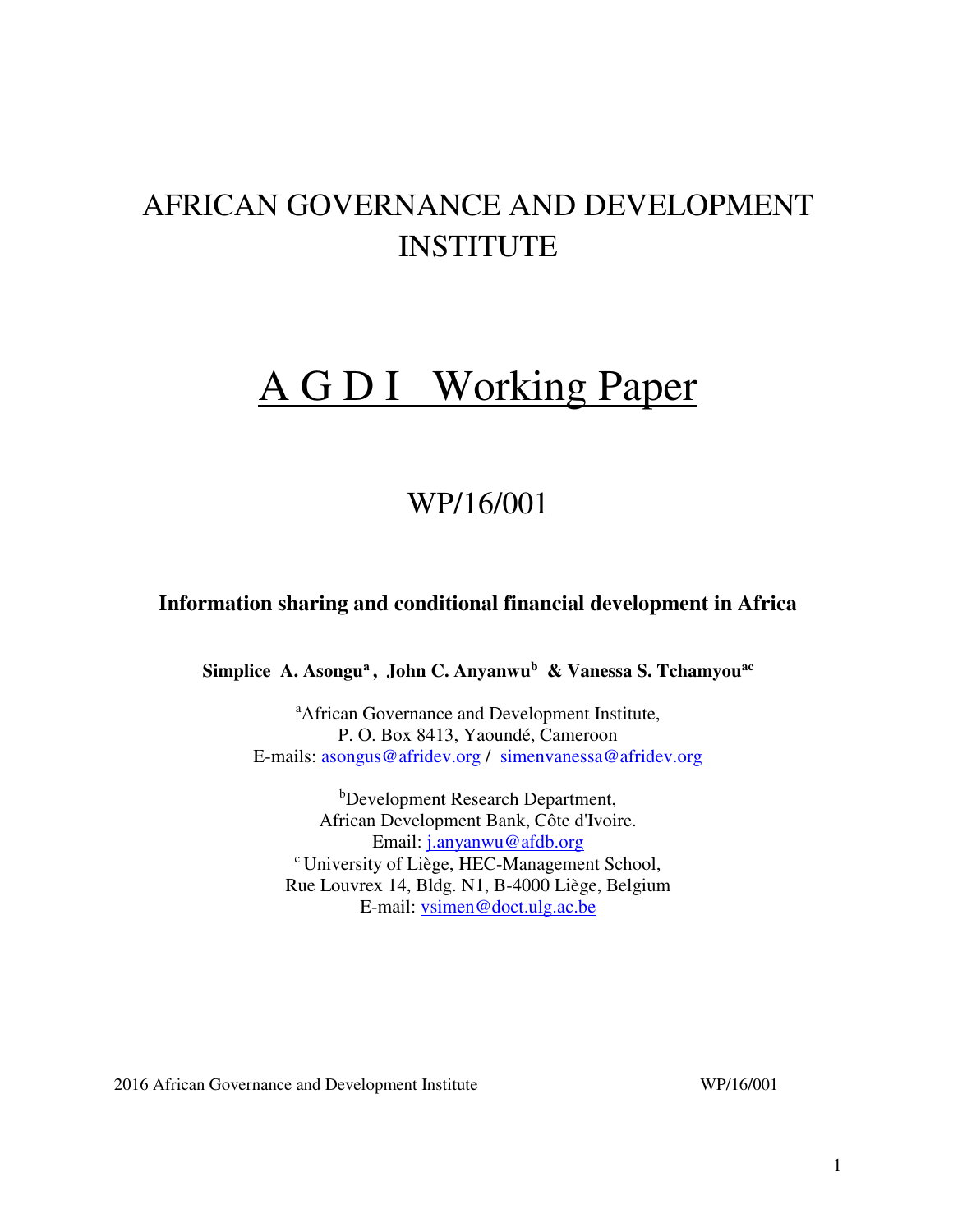# AFRICAN GOVERNANCE AND DEVELOPMENT INSTITUTE

# A G D I Working Paper

## WP/16/001

**Information sharing and conditional financial development in Africa**

**Simplice A. Asongu[a], John C. Anyanwu[b] & Vanessa S. Tchamyou[ac]**

[a]African Governance and Development Institute,
P. O. Box 8413, Yaoundé, Cameroon
E-mails: asongus@afridev.org / simenvanessa@afridev.org

[b]Development Research Department,
African Development Bank, Côte d'Ivoire.
Email: j.anyanwu@afdb.org
[c] University of Liège, HEC-Management School,
Rue Louvrex 14, Bldg. N1, B-4000 Liège, Belgium
E-mail: vsimen@doct.ulg.ac.be

2016 African Governance and Development Institute WP/16/001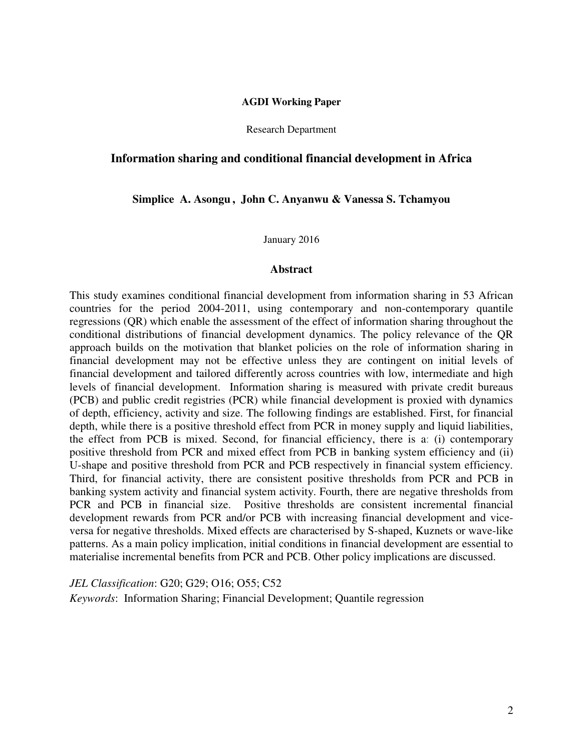**AGDI Working Paper**

Research Department

## Information sharing and conditional financial development in Africa

**Simplice A. Asongu , John C. Anyanwu & Vanessa S. Tchamyou**

January 2016

### Abstract

This study examines conditional financial development from information sharing in 53 African countries for the period 2004-2011, using contemporary and non-contemporary quantile regressions (QR) which enable the assessment of the effect of information sharing throughout the conditional distributions of financial development dynamics. The policy relevance of the QR approach builds on the motivation that blanket policies on the role of information sharing in financial development may not be effective unless they are contingent on initial levels of financial development and tailored differently across countries with low, intermediate and high levels of financial development. Information sharing is measured with private credit bureaus (PCB) and public credit registries (PCR) while financial development is proxied with dynamics of depth, efficiency, activity and size. The following findings are established. First, for financial depth, while there is a positive threshold effect from PCR in money supply and liquid liabilities, the effect from PCB is mixed. Second, for financial efficiency, there is a: (i) contemporary positive threshold from PCR and mixed effect from PCB in banking system efficiency and (ii) U-shape and positive threshold from PCR and PCB respectively in financial system efficiency. Third, for financial activity, there are consistent positive thresholds from PCR and PCB in banking system activity and financial system activity. Fourth, there are negative thresholds from PCR and PCB in financial size. Positive thresholds are consistent incremental financial development rewards from PCR and/or PCB with increasing financial development and vice-versa for negative thresholds. Mixed effects are characterised by S-shaped, Kuznets or wave-like patterns. As a main policy implication, initial conditions in financial development are essential to materialise incremental benefits from PCR and PCB. Other policy implications are discussed.

*JEL Classification*: G20; G29; O16; O55; C52

*Keywords*: Information Sharing; Financial Development; Quantile regression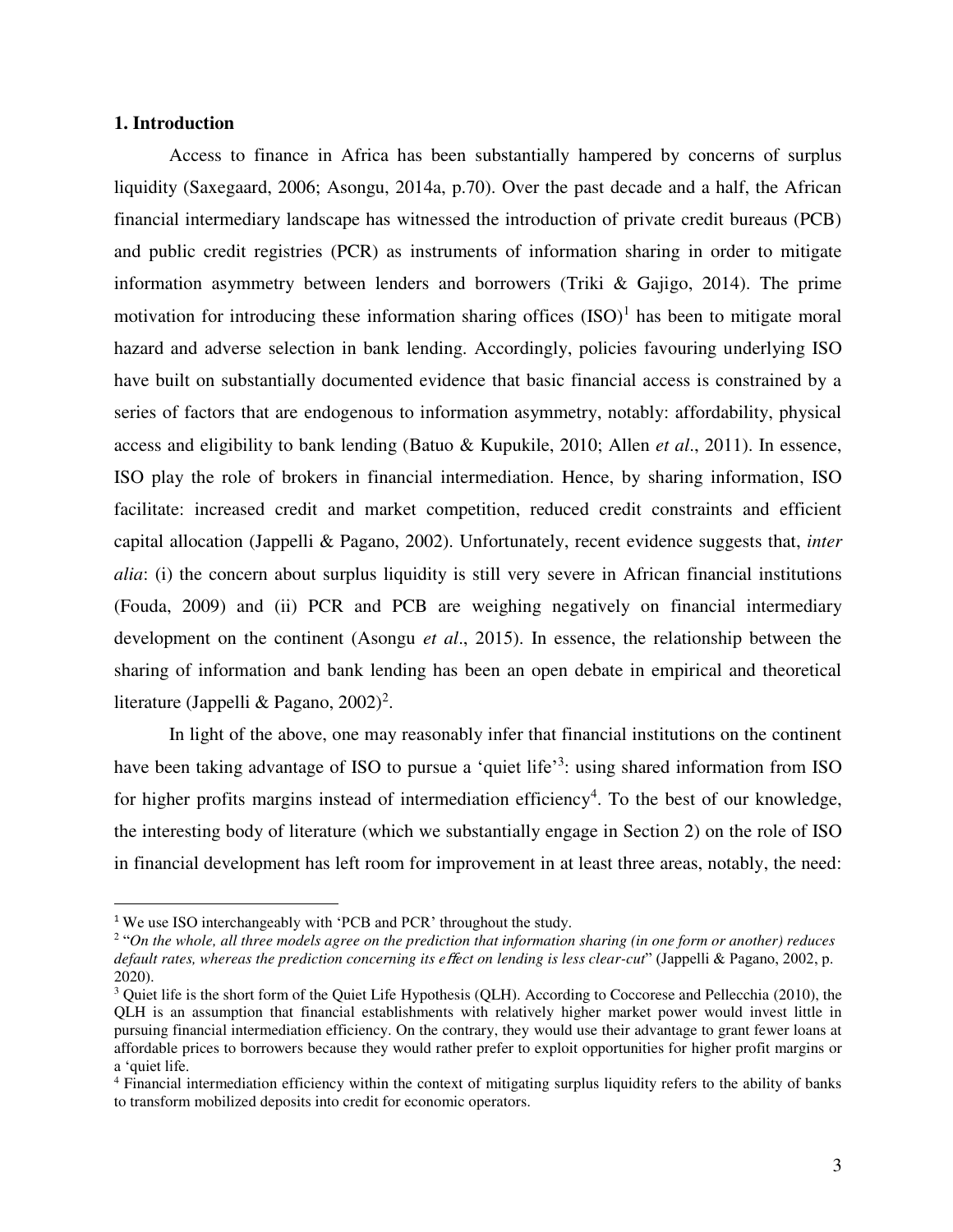## 1. Introduction

Access to finance in Africa has been substantially hampered by concerns of surplus liquidity (Saxegaard, 2006; Asongu, 2014a, p.70). Over the past decade and a half, the African financial intermediary landscape has witnessed the introduction of private credit bureaus (PCB) and public credit registries (PCR) as instruments of information sharing in order to mitigate information asymmetry between lenders and borrowers (Triki & Gajigo, 2014). The prime motivation for introducing these information sharing offices (ISO)[1] has been to mitigate moral hazard and adverse selection in bank lending. Accordingly, policies favouring underlying ISO have built on substantially documented evidence that basic financial access is constrained by a series of factors that are endogenous to information asymmetry, notably: affordability, physical access and eligibility to bank lending (Batuo & Kupukile, 2010; Allen *et al*., 2011). In essence, ISO play the role of brokers in financial intermediation. Hence, by sharing information, ISO facilitate: increased credit and market competition, reduced credit constraints and efficient capital allocation (Jappelli & Pagano, 2002). Unfortunately, recent evidence suggests that, *inter alia*: (i) the concern about surplus liquidity is still very severe in African financial institutions (Fouda, 2009) and (ii) PCR and PCB are weighing negatively on financial intermediary development on the continent (Asongu *et al*., 2015). In essence, the relationship between the sharing of information and bank lending has been an open debate in empirical and theoretical literature (Jappelli & Pagano, 2002)[2].

In light of the above, one may reasonably infer that financial institutions on the continent have been taking advantage of ISO to pursue a 'quiet life'[3]: using shared information from ISO for higher profits margins instead of intermediation efficiency[4]. To the best of our knowledge, the interesting body of literature (which we substantially engage in Section 2) on the role of ISO in financial development has left room for improvement in at least three areas, notably, the need:

---

[1] We use ISO interchangeably with 'PCB and PCR' throughout the study.

[2] "*On the whole, all three models agree on the prediction that information sharing (in one form or another) reduces default rates, whereas the prediction concerning its effect on lending is less clear-cut*" (Jappelli & Pagano, 2002, p. 2020).

[3] Quiet life is the short form of the Quiet Life Hypothesis (QLH). According to Coccorese and Pellecchia (2010), the QLH is an assumption that financial establishments with relatively higher market power would invest little in pursuing financial intermediation efficiency. On the contrary, they would use their advantage to grant fewer loans at affordable prices to borrowers because they would rather prefer to exploit opportunities for higher profit margins or a 'quiet life.

[4] Financial intermediation efficiency within the context of mitigating surplus liquidity refers to the ability of banks to transform mobilized deposits into credit for economic operators.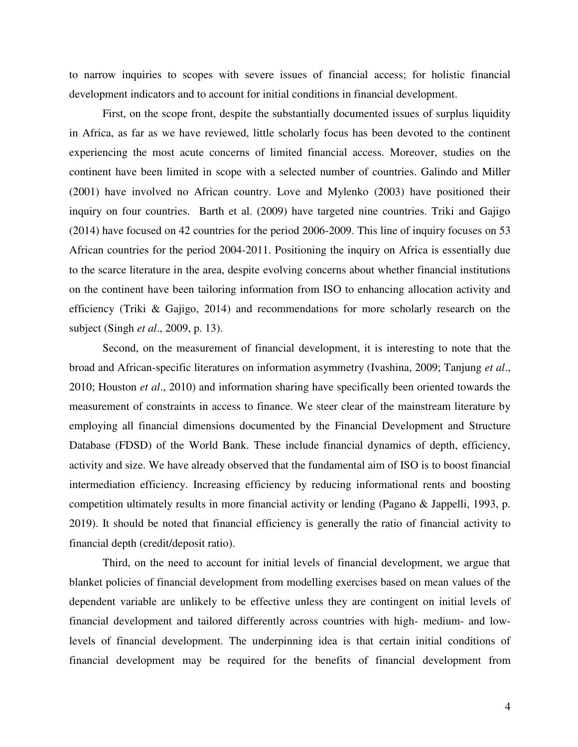to narrow inquiries to scopes with severe issues of financial access; for holistic financial development indicators and to account for initial conditions in financial development.

First, on the scope front, despite the substantially documented issues of surplus liquidity in Africa, as far as we have reviewed, little scholarly focus has been devoted to the continent experiencing the most acute concerns of limited financial access. Moreover, studies on the continent have been limited in scope with a selected number of countries. Galindo and Miller (2001) have involved no African country. Love and Mylenko (2003) have positioned their inquiry on four countries. Barth et al. (2009) have targeted nine countries. Triki and Gajigo (2014) have focused on 42 countries for the period 2006-2009. This line of inquiry focuses on 53 African countries for the period 2004-2011. Positioning the inquiry on Africa is essentially due to the scarce literature in the area, despite evolving concerns about whether financial institutions on the continent have been tailoring information from ISO to enhancing allocation activity and efficiency (Triki & Gajigo, 2014) and recommendations for more scholarly research on the subject (Singh *et al*., 2009, p. 13).

Second, on the measurement of financial development, it is interesting to note that the broad and African-specific literatures on information asymmetry (Ivashina, 2009; Tanjung *et al*., 2010; Houston *et al*., 2010) and information sharing have specifically been oriented towards the measurement of constraints in access to finance. We steer clear of the mainstream literature by employing all financial dimensions documented by the Financial Development and Structure Database (FDSD) of the World Bank. These include financial dynamics of depth, efficiency, activity and size. We have already observed that the fundamental aim of ISO is to boost financial intermediation efficiency. Increasing efficiency by reducing informational rents and boosting competition ultimately results in more financial activity or lending (Pagano & Jappelli, 1993, p. 2019). It should be noted that financial efficiency is generally the ratio of financial activity to financial depth (credit/deposit ratio).

Third, on the need to account for initial levels of financial development, we argue that blanket policies of financial development from modelling exercises based on mean values of the dependent variable are unlikely to be effective unless they are contingent on initial levels of financial development and tailored differently across countries with high- medium- and low-levels of financial development. The underpinning idea is that certain initial conditions of financial development may be required for the benefits of financial development from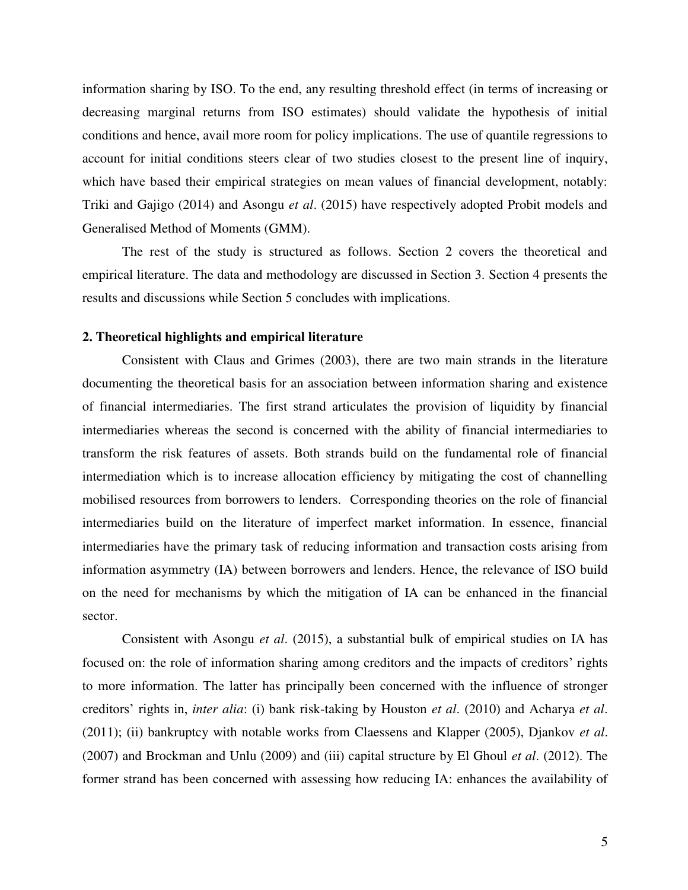information sharing by ISO. To the end, any resulting threshold effect (in terms of increasing or decreasing marginal returns from ISO estimates) should validate the hypothesis of initial conditions and hence, avail more room for policy implications. The use of quantile regressions to account for initial conditions steers clear of two studies closest to the present line of inquiry, which have based their empirical strategies on mean values of financial development, notably: Triki and Gajigo (2014) and Asongu *et al*. (2015) have respectively adopted Probit models and Generalised Method of Moments (GMM).

The rest of the study is structured as follows. Section 2 covers the theoretical and empirical literature. The data and methodology are discussed in Section 3. Section 4 presents the results and discussions while Section 5 concludes with implications.

## 2. Theoretical highlights and empirical literature

Consistent with Claus and Grimes (2003), there are two main strands in the literature documenting the theoretical basis for an association between information sharing and existence of financial intermediaries. The first strand articulates the provision of liquidity by financial intermediaries whereas the second is concerned with the ability of financial intermediaries to transform the risk features of assets. Both strands build on the fundamental role of financial intermediation which is to increase allocation efficiency by mitigating the cost of channelling mobilised resources from borrowers to lenders. Corresponding theories on the role of financial intermediaries build on the literature of imperfect market information. In essence, financial intermediaries have the primary task of reducing information and transaction costs arising from information asymmetry (IA) between borrowers and lenders. Hence, the relevance of ISO build on the need for mechanisms by which the mitigation of IA can be enhanced in the financial sector.

Consistent with Asongu *et al*. (2015), a substantial bulk of empirical studies on IA has focused on: the role of information sharing among creditors and the impacts of creditors' rights to more information. The latter has principally been concerned with the influence of stronger creditors' rights in, *inter alia*: (i) bank risk-taking by Houston *et al*. (2010) and Acharya *et al*. (2011); (ii) bankruptcy with notable works from Claessens and Klapper (2005), Djankov *et al*. (2007) and Brockman and Unlu (2009) and (iii) capital structure by El Ghoul *et al*. (2012). The former strand has been concerned with assessing how reducing IA: enhances the availability of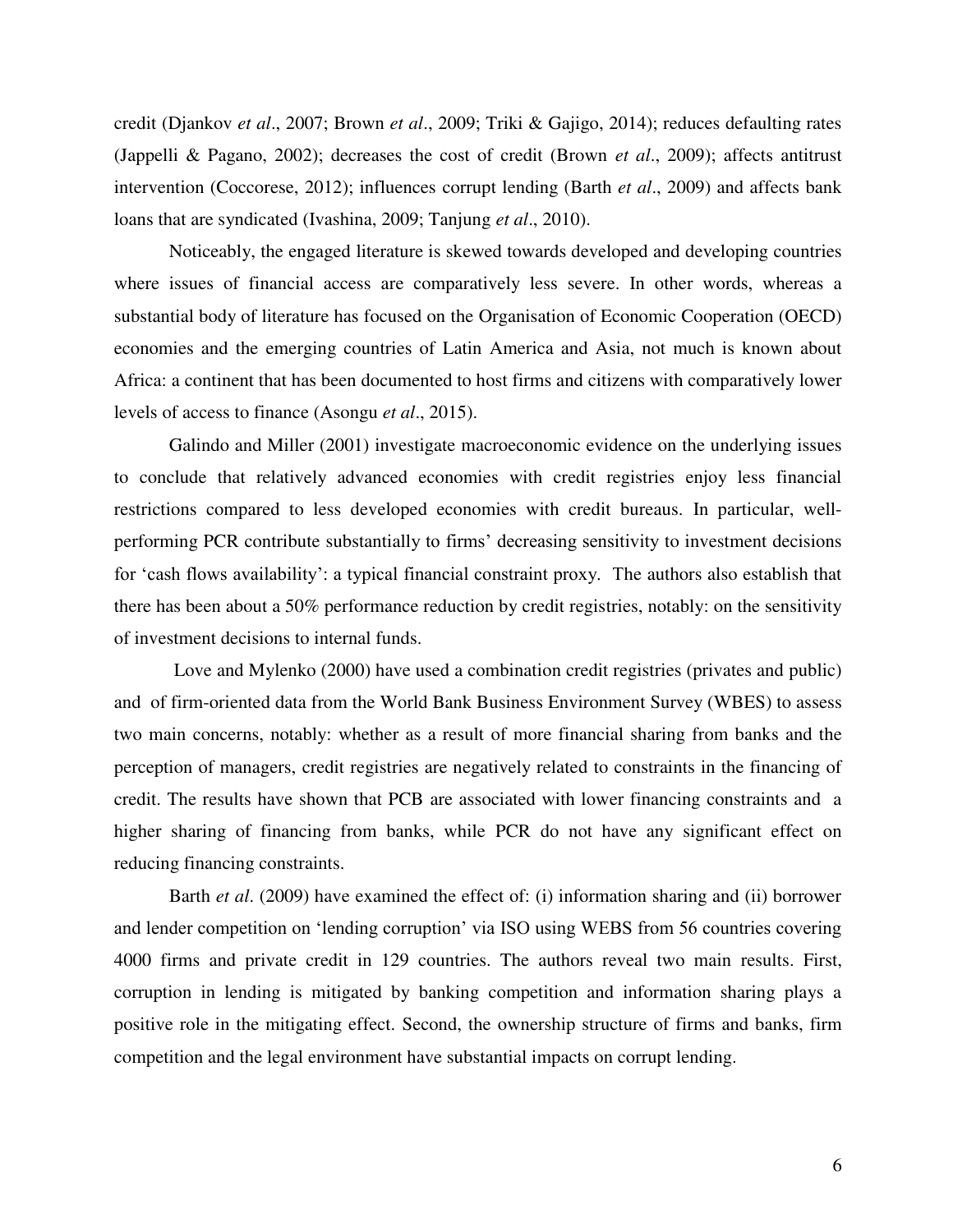credit (Djankov *et al*., 2007; Brown *et al*., 2009; Triki & Gajigo, 2014); reduces defaulting rates (Jappelli & Pagano, 2002); decreases the cost of credit (Brown *et al*., 2009); affects antitrust intervention (Coccorese, 2012); influences corrupt lending (Barth *et al*., 2009) and affects bank loans that are syndicated (Ivashina, 2009; Tanjung *et al*., 2010).

Noticeably, the engaged literature is skewed towards developed and developing countries where issues of financial access are comparatively less severe. In other words, whereas a substantial body of literature has focused on the Organisation of Economic Cooperation (OECD) economies and the emerging countries of Latin America and Asia, not much is known about Africa: a continent that has been documented to host firms and citizens with comparatively lower levels of access to finance (Asongu *et al*., 2015).

Galindo and Miller (2001) investigate macroeconomic evidence on the underlying issues to conclude that relatively advanced economies with credit registries enjoy less financial restrictions compared to less developed economies with credit bureaus. In particular, well-performing PCR contribute substantially to firms' decreasing sensitivity to investment decisions for 'cash flows availability': a typical financial constraint proxy. The authors also establish that there has been about a 50% performance reduction by credit registries, notably: on the sensitivity of investment decisions to internal funds.

Love and Mylenko (2000) have used a combination credit registries (privates and public) and of firm-oriented data from the World Bank Business Environment Survey (WBES) to assess two main concerns, notably: whether as a result of more financial sharing from banks and the perception of managers, credit registries are negatively related to constraints in the financing of credit. The results have shown that PCB are associated with lower financing constraints and a higher sharing of financing from banks, while PCR do not have any significant effect on reducing financing constraints.

Barth *et al*. (2009) have examined the effect of: (i) information sharing and (ii) borrower and lender competition on 'lending corruption' via ISO using WEBS from 56 countries covering 4000 firms and private credit in 129 countries. The authors reveal two main results. First, corruption in lending is mitigated by banking competition and information sharing plays a positive role in the mitigating effect. Second, the ownership structure of firms and banks, firm competition and the legal environment have substantial impacts on corrupt lending.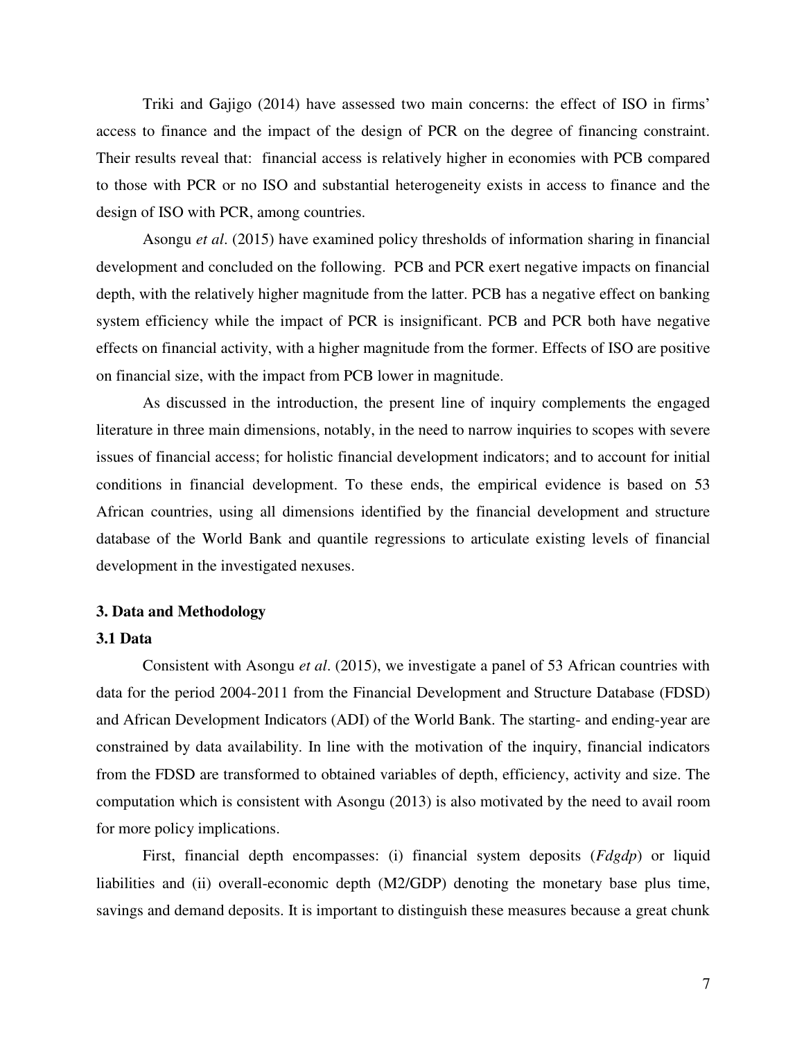Triki and Gajigo (2014) have assessed two main concerns: the effect of ISO in firms' access to finance and the impact of the design of PCR on the degree of financing constraint. Their results reveal that: financial access is relatively higher in economies with PCB compared to those with PCR or no ISO and substantial heterogeneity exists in access to finance and the design of ISO with PCR, among countries.

Asongu *et al*. (2015) have examined policy thresholds of information sharing in financial development and concluded on the following. PCB and PCR exert negative impacts on financial depth, with the relatively higher magnitude from the latter. PCB has a negative effect on banking system efficiency while the impact of PCR is insignificant. PCB and PCR both have negative effects on financial activity, with a higher magnitude from the former. Effects of ISO are positive on financial size, with the impact from PCB lower in magnitude.

As discussed in the introduction, the present line of inquiry complements the engaged literature in three main dimensions, notably, in the need to narrow inquiries to scopes with severe issues of financial access; for holistic financial development indicators; and to account for initial conditions in financial development. To these ends, the empirical evidence is based on 53 African countries, using all dimensions identified by the financial development and structure database of the World Bank and quantile regressions to articulate existing levels of financial development in the investigated nexuses.

## 3. Data and Methodology

### 3.1 Data

Consistent with Asongu *et al*. (2015), we investigate a panel of 53 African countries with data for the period 2004-2011 from the Financial Development and Structure Database (FDSD) and African Development Indicators (ADI) of the World Bank. The starting- and ending-year are constrained by data availability. In line with the motivation of the inquiry, financial indicators from the FDSD are transformed to obtained variables of depth, efficiency, activity and size. The computation which is consistent with Asongu (2013) is also motivated by the need to avail room for more policy implications.

First, financial depth encompasses: (i) financial system deposits (*Fdgdp*) or liquid liabilities and (ii) overall-economic depth (M2/GDP) denoting the monetary base plus time, savings and demand deposits. It is important to distinguish these measures because a great chunk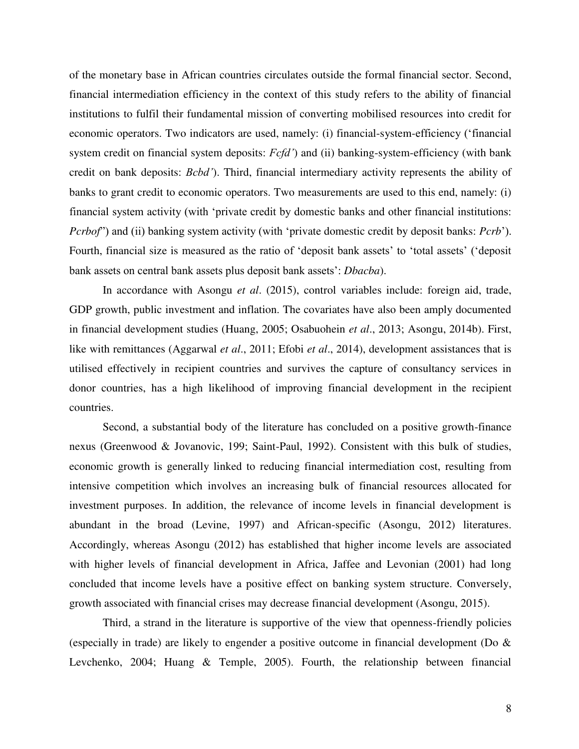of the monetary base in African countries circulates outside the formal financial sector. Second, financial intermediation efficiency in the context of this study refers to the ability of financial institutions to fulfil their fundamental mission of converting mobilised resources into credit for economic operators. Two indicators are used, namely: (i) financial-system-efficiency ('financial system credit on financial system deposits: *Fcfd'*) and (ii) banking-system-efficiency (with bank credit on bank deposits: *Bcbd'*). Third, financial intermediary activity represents the ability of banks to grant credit to economic operators. Two measurements are used to this end, namely: (i) financial system activity (with 'private credit by domestic banks and other financial institutions: *Pcrbof*") and (ii) banking system activity (with 'private domestic credit by deposit banks: *Pcrb*'). Fourth, financial size is measured as the ratio of 'deposit bank assets' to 'total assets' ('deposit bank assets on central bank assets plus deposit bank assets': *Dbacba*).

In accordance with Asongu *et al*. (2015), control variables include: foreign aid, trade, GDP growth, public investment and inflation. The covariates have also been amply documented in financial development studies (Huang, 2005; Osabuohein *et al*., 2013; Asongu, 2014b). First, like with remittances (Aggarwal *et al*., 2011; Efobi *et al*., 2014), development assistances that is utilised effectively in recipient countries and survives the capture of consultancy services in donor countries, has a high likelihood of improving financial development in the recipient countries.

Second, a substantial body of the literature has concluded on a positive growth-finance nexus (Greenwood & Jovanovic, 199; Saint-Paul, 1992). Consistent with this bulk of studies, economic growth is generally linked to reducing financial intermediation cost, resulting from intensive competition which involves an increasing bulk of financial resources allocated for investment purposes. In addition, the relevance of income levels in financial development is abundant in the broad (Levine, 1997) and African-specific (Asongu, 2012) literatures. Accordingly, whereas Asongu (2012) has established that higher income levels are associated with higher levels of financial development in Africa, Jaffee and Levonian (2001) had long concluded that income levels have a positive effect on banking system structure. Conversely, growth associated with financial crises may decrease financial development (Asongu, 2015).

Third, a strand in the literature is supportive of the view that openness-friendly policies (especially in trade) are likely to engender a positive outcome in financial development (Do & Levchenko, 2004; Huang & Temple, 2005). Fourth, the relationship between financial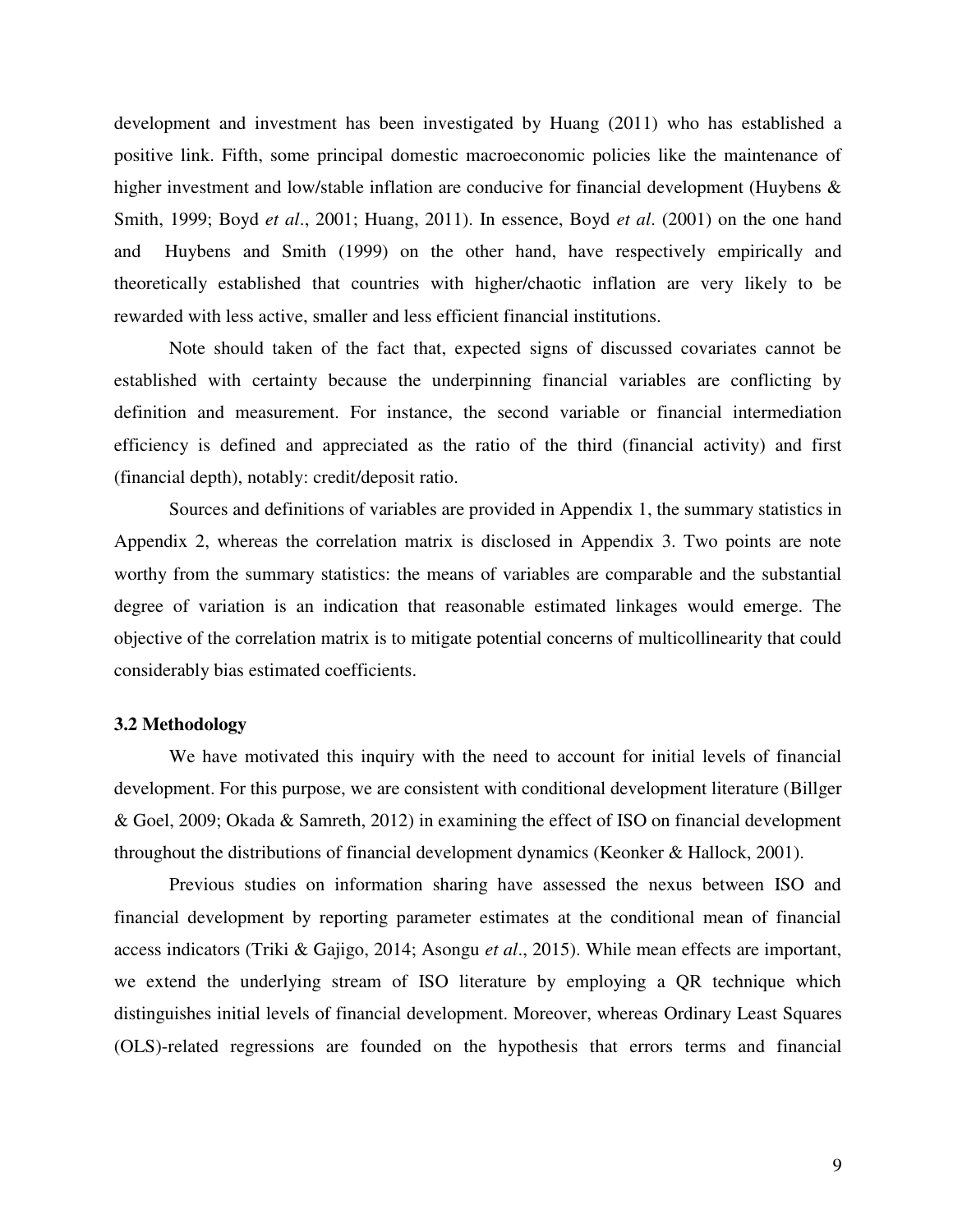development and investment has been investigated by Huang (2011) who has established a positive link. Fifth, some principal domestic macroeconomic policies like the maintenance of higher investment and low/stable inflation are conducive for financial development (Huybens & Smith, 1999; Boyd *et al*., 2001; Huang, 2011). In essence, Boyd *et al*. (2001) on the one hand and Huybens and Smith (1999) on the other hand, have respectively empirically and theoretically established that countries with higher/chaotic inflation are very likely to be rewarded with less active, smaller and less efficient financial institutions.

Note should taken of the fact that, expected signs of discussed covariates cannot be established with certainty because the underpinning financial variables are conflicting by definition and measurement. For instance, the second variable or financial intermediation efficiency is defined and appreciated as the ratio of the third (financial activity) and first (financial depth), notably: credit/deposit ratio.

Sources and definitions of variables are provided in Appendix 1, the summary statistics in Appendix 2, whereas the correlation matrix is disclosed in Appendix 3. Two points are note worthy from the summary statistics: the means of variables are comparable and the substantial degree of variation is an indication that reasonable estimated linkages would emerge. The objective of the correlation matrix is to mitigate potential concerns of multicollinearity that could considerably bias estimated coefficients.

### 3.2 Methodology

We have motivated this inquiry with the need to account for initial levels of financial development. For this purpose, we are consistent with conditional development literature (Billger & Goel, 2009; Okada & Samreth, 2012) in examining the effect of ISO on financial development throughout the distributions of financial development dynamics (Keonker & Hallock, 2001).

Previous studies on information sharing have assessed the nexus between ISO and financial development by reporting parameter estimates at the conditional mean of financial access indicators (Triki & Gajigo, 2014; Asongu *et al*., 2015). While mean effects are important, we extend the underlying stream of ISO literature by employing a QR technique which distinguishes initial levels of financial development. Moreover, whereas Ordinary Least Squares (OLS)-related regressions are founded on the hypothesis that errors terms and financial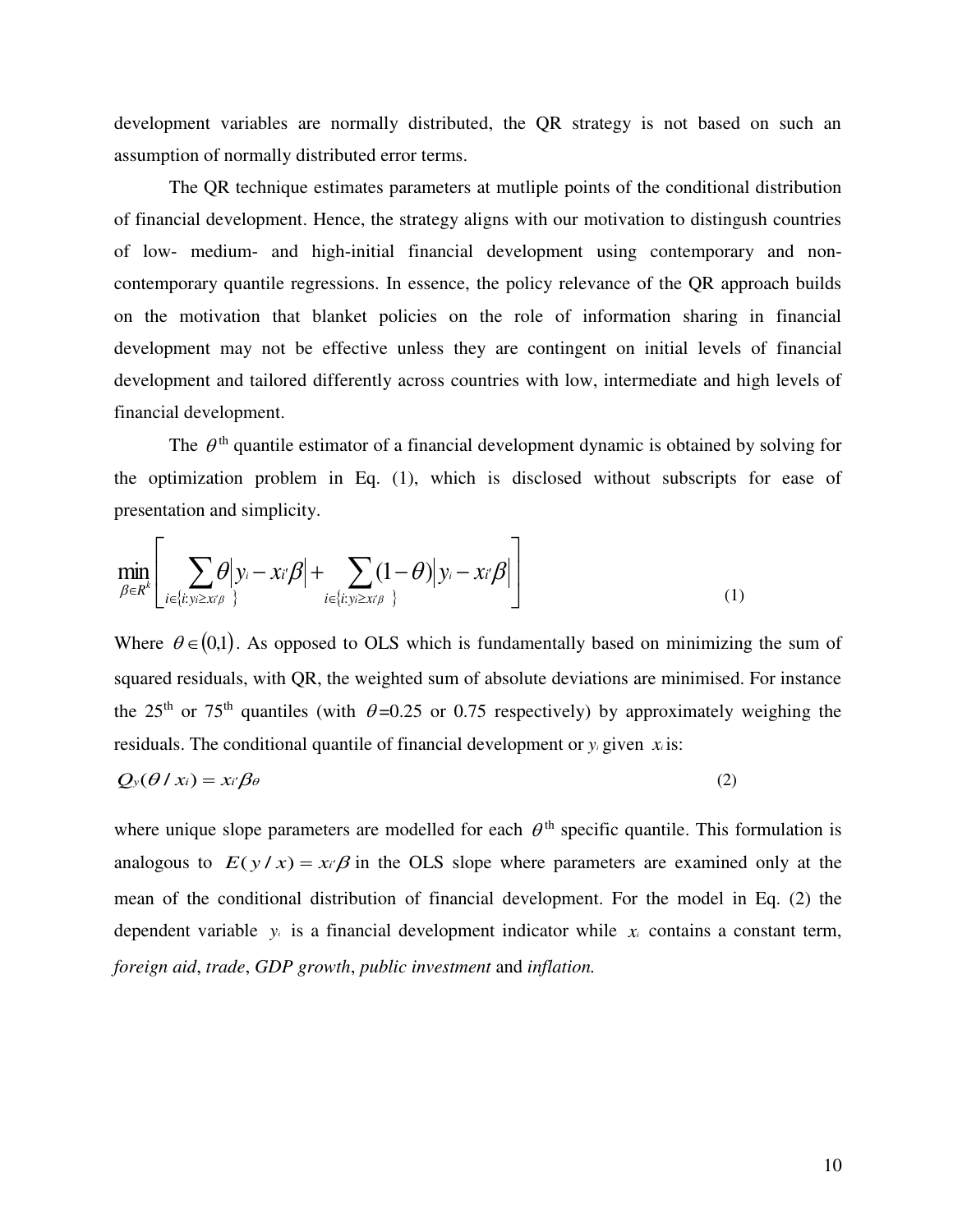development variables are normally distributed, the QR strategy is not based on such an assumption of normally distributed error terms.

The QR technique estimates parameters at mutliple points of the conditional distribution of financial development. Hence, the strategy aligns with our motivation to distingush countries of low- medium- and high-initial financial development using contemporary and non-contemporary quantile regressions. In essence, the policy relevance of the QR approach builds on the motivation that blanket policies on the role of information sharing in financial development may not be effective unless they are contingent on initial levels of financial development and tailored differently across countries with low, intermediate and high levels of financial development.

The $\theta^{\text{th}}$ quantile estimator of a financial development dynamic is obtained by solving for the optimization problem in Eq. (1), which is disclosed without subscripts for ease of presentation and simplicity.

$$\min_{\beta \in R^k} \left[ \sum_{i \in \{i: y_i \geq x_i'\beta\}} \theta \left| y_i - x_i'\beta \right| + \sum_{i \in \{i: y_i \geq x_i'\beta\}} (1-\theta) \left| y_i - x_i'\beta \right| \right] \tag{1}$$

Where $\theta \in (0,1)$. As opposed to OLS which is fundamentally based on minimizing the sum of squared residuals, with QR, the weighted sum of absolute deviations are minimised. For instance the 25th or 75th quantiles (with $\theta$=0.25 or 0.75 respectively) by approximately weighing the residuals. The conditional quantile of financial development or $y_i$ given $x_i$ is:

$$Q_y(\theta / x_i) = x_i'\beta_\theta \tag{2}$$

where unique slope parameters are modelled for each $\theta^{\text{th}}$ specific quantile. This formulation is analogous to $E(y / x) = x_i'\beta$ in the OLS slope where parameters are examined only at the mean of the conditional distribution of financial development. For the model in Eq. (2) the dependent variable $y_i$ is a financial development indicator while $x_i$ contains a constant term, *foreign aid*, *trade*, *GDP growth*, *public investment* and *inflation.*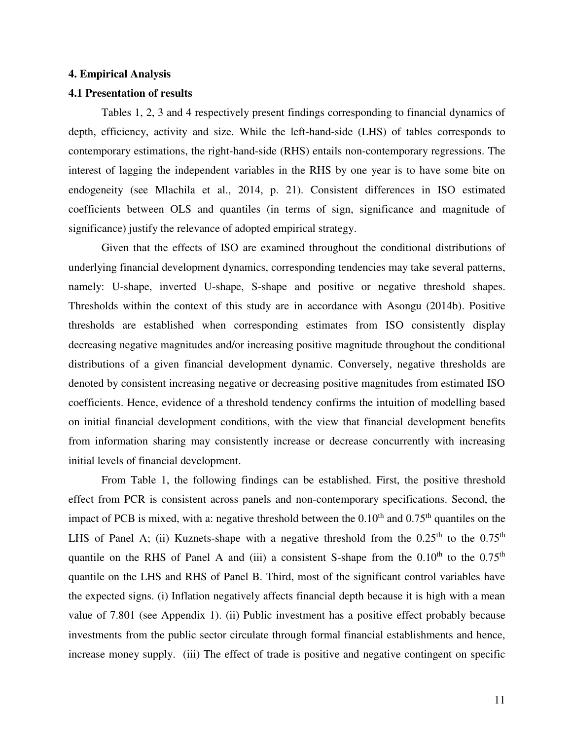## 4. Empirical Analysis

### 4.1 Presentation of results

Tables 1, 2, 3 and 4 respectively present findings corresponding to financial dynamics of depth, efficiency, activity and size. While the left-hand-side (LHS) of tables corresponds to contemporary estimations, the right-hand-side (RHS) entails non-contemporary regressions. The interest of lagging the independent variables in the RHS by one year is to have some bite on endogeneity (see Mlachila et al., 2014, p. 21). Consistent differences in ISO estimated coefficients between OLS and quantiles (in terms of sign, significance and magnitude of significance) justify the relevance of adopted empirical strategy.

Given that the effects of ISO are examined throughout the conditional distributions of underlying financial development dynamics, corresponding tendencies may take several patterns, namely: U-shape, inverted U-shape, S-shape and positive or negative threshold shapes. Thresholds within the context of this study are in accordance with Asongu (2014b). Positive thresholds are established when corresponding estimates from ISO consistently display decreasing negative magnitudes and/or increasing positive magnitude throughout the conditional distributions of a given financial development dynamic. Conversely, negative thresholds are denoted by consistent increasing negative or decreasing positive magnitudes from estimated ISO coefficients. Hence, evidence of a threshold tendency confirms the intuition of modelling based on initial financial development conditions, with the view that financial development benefits from information sharing may consistently increase or decrease concurrently with increasing initial levels of financial development.

From Table 1, the following findings can be established. First, the positive threshold effect from PCR is consistent across panels and non-contemporary specifications. Second, the impact of PCB is mixed, with a: negative threshold between the 0.10[th] and 0.75[th] quantiles on the LHS of Panel A; (ii) Kuznets-shape with a negative threshold from the 0.25[th] to the 0.75[th] quantile on the RHS of Panel A and (iii) a consistent S-shape from the 0.10[th] to the 0.75[th] quantile on the LHS and RHS of Panel B. Third, most of the significant control variables have the expected signs. (i) Inflation negatively affects financial depth because it is high with a mean value of 7.801 (see Appendix 1). (ii) Public investment has a positive effect probably because investments from the public sector circulate through formal financial establishments and hence, increase money supply. (iii) The effect of trade is positive and negative contingent on specific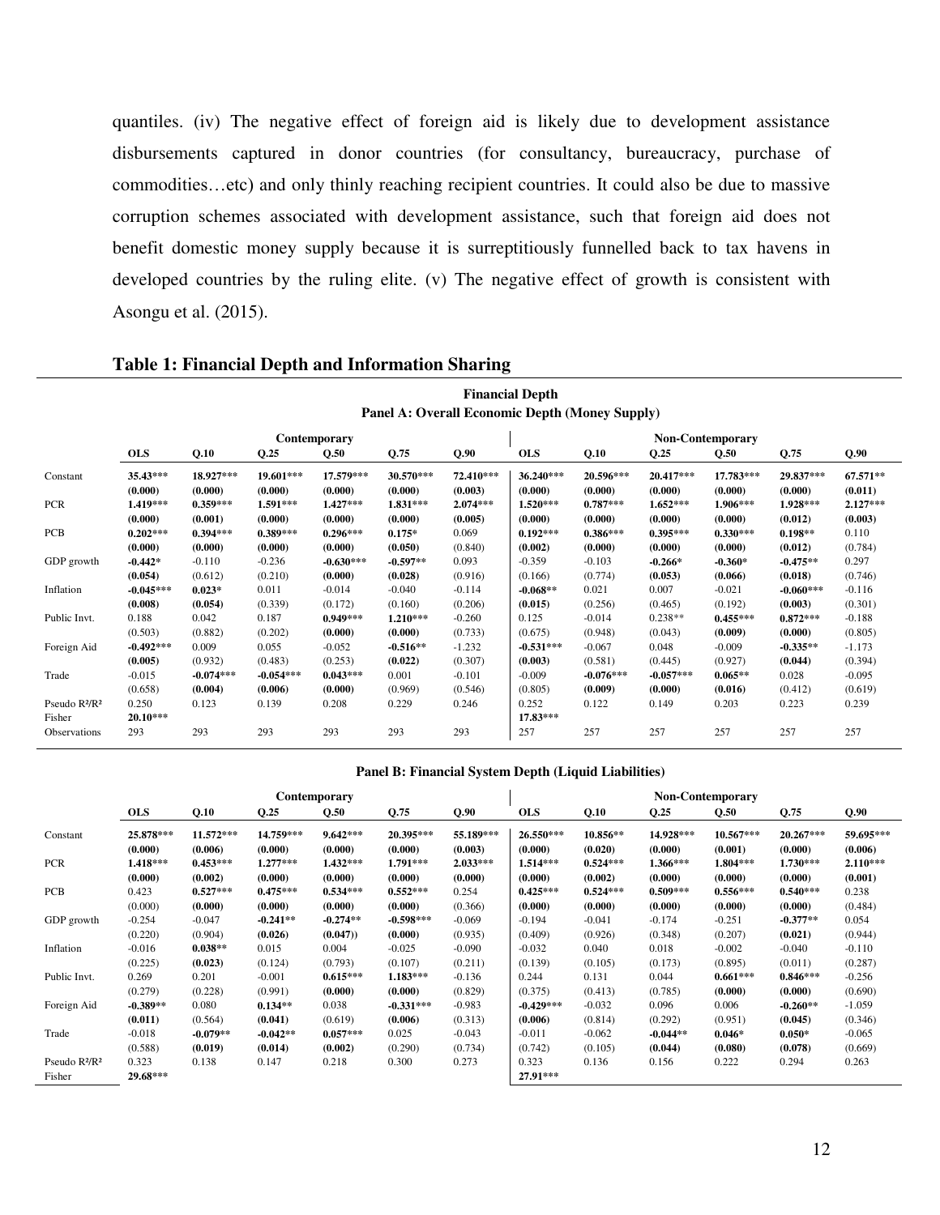quantiles. (iv) The negative effect of foreign aid is likely due to development assistance disbursements captured in donor countries (for consultancy, bureaucracy, purchase of commodities…etc) and only thinly reaching recipient countries. It could also be due to massive corruption schemes associated with development assistance, such that foreign aid does not benefit domestic money supply because it is surreptitiously funnelled back to tax havens in developed countries by the ruling elite. (v) The negative effect of growth is consistent with Asongu et al. (2015).

**Table 1: Financial Depth and Information Sharing**

| | Financial Depth | | | | | | | | | | | |
|---|---|---|---|---|---|---|---|---|---|---|---|---|
| | **Panel A: Overall Economic Depth (Money Supply)** | | | | | | | | | | | |
| | **Contemporary** | | | | | | **Non-Contemporary** | | | | | |
| | **OLS** | **Q.10** | **Q.25** | **Q.50** | **Q.75** | **Q.90** | **OLS** | **Q.10** | **Q.25** | **Q.50** | **Q.75** | **Q.90** |
| Constant | **35.43\*\*\*** | **18.927\*\*\*** | **19.601\*\*\*** | **17.579\*\*\*** | **30.570\*\*\*** | **72.410\*\*\*** | **36.240\*\*\*** | **20.596\*\*\*** | **20.417\*\*\*** | **17.783\*\*\*** | **29.837\*\*\*** | **67.571\*\*** |
| | **(0.000)** | **(0.000)** | **(0.000)** | **(0.000)** | **(0.000)** | **(0.003)** | **(0.000)** | **(0.000)** | **(0.000)** | **(0.000)** | **(0.000)** | **(0.011)** |
| PCR | **1.419\*\*\*** | **0.359\*\*\*** | **1.591\*\*\*** | **1.427\*\*\*** | **1.831\*\*\*** | **2.074\*\*\*** | **1.520\*\*\*** | **0.787\*\*\*** | **1.652\*\*\*** | **1.906\*\*\*** | **1.928\*\*\*** | **2.127\*\*\*** |
| | **(0.000)** | **(0.001)** | **(0.000)** | **(0.000)** | **(0.000)** | **(0.005)** | **(0.000)** | **(0.000)** | **(0.000)** | **(0.000)** | **(0.012)** | **(0.003)** |
| PCB | **0.202\*\*\*** | **0.394\*\*\*** | **0.389\*\*\*** | **0.296\*\*\*** | **0.175\*** | 0.069 | **0.192\*\*\*** | **0.386\*\*\*** | **0.395\*\*\*** | **0.330\*\*\*** | **0.198\*\*** | 0.110 |
| | **(0.000)** | **(0.000)** | **(0.000)** | **(0.000)** | **(0.050)** | (0.840) | **(0.002)** | **(0.000)** | **(0.000)** | **(0.000)** | **(0.012)** | (0.784) |
| GDP growth | **-0.442\*** | -0.110 | -0.236 | **-0.630\*\*\*** | **-0.597\*\*** | 0.093 | -0.359 | -0.103 | **-0.266\*** | **-0.360\*** | **-0.475\*\*** | 0.297 |
| | **(0.054)** | (0.612) | (0.210) | **(0.000)** | **(0.028)** | (0.916) | (0.166) | (0.774) | **(0.053)** | **(0.066)** | **(0.018)** | (0.746) |
| Inflation | **-0.045\*\*\*** | **0.023\*** | 0.011 | -0.014 | -0.040 | -0.114 | **-0.068\*\*** | 0.021 | 0.007 | -0.021 | **-0.060\*\*\*** | -0.116 |
| | **(0.008)** | **(0.054)** | (0.339) | (0.172) | (0.160) | (0.206) | **(0.015)** | (0.256) | (0.465) | (0.192) | **(0.003)** | (0.301) |
| Public Invt. | 0.188 | 0.042 | 0.187 | **0.949\*\*\*** | **1.210\*\*\*** | -0.260 | 0.125 | -0.014 | 0.238\*\* | **0.455\*\*\*** | **0.872\*\*\*** | -0.188 |
| | (0.503) | (0.882) | (0.202) | **(0.000)** | **(0.000)** | (0.733) | (0.675) | (0.948) | (0.043) | **(0.009)** | **(0.000)** | (0.805) |
| Foreign Aid | **-0.492\*\*\*** | 0.009 | 0.055 | -0.052 | **-0.516\*\*** | -1.232 | **-0.531\*\*\*** | -0.067 | 0.048 | -0.009 | **-0.335\*\*** | -1.173 |
| | **(0.005)** | (0.932) | (0.483) | (0.253) | **(0.022)** | (0.307) | **(0.003)** | (0.581) | (0.445) | (0.927) | **(0.044)** | (0.394) |
| Trade | -0.015 | **-0.074\*\*\*** | **-0.054\*\*\*** | **0.043\*\*\*** | 0.001 | -0.101 | -0.009 | **-0.076\*\*\*** | **-0.057\*\*\*** | **0.065\*\*** | 0.028 | -0.095 |
| | (0.658) | **(0.004)** | **(0.006)** | **(0.000)** | (0.969) | (0.546) | (0.805) | **(0.009)** | **(0.000)** | **(0.016)** | (0.412) | (0.619) |
| Pseudo $R^2$/$R^2$ | 0.250 | 0.123 | 0.139 | 0.208 | 0.229 | 0.246 | 0.252 | 0.122 | 0.149 | 0.203 | 0.223 | 0.239 |
| Fisher | **20.10\*\*\*** | | | | | | **17.83\*\*\*** | | | | | |
| Observations | 293 | 293 | 293 | 293 | 293 | 293 | 257 | 257 | 257 | 257 | 257 | 257 |

| | **Panel B: Financial System Depth (Liquid Liabilities)** | | | | | | | | | | | |
|---|---|---|---|---|---|---|---|---|---|---|---|---|
| | **Contemporary** | | | | | | **Non-Contemporary** | | | | | |
| | **OLS** | **Q.10** | **Q.25** | **Q.50** | **Q.75** | **Q.90** | **OLS** | **Q.10** | **Q.25** | **Q.50** | **Q.75** | **Q.90** |
| Constant | **25.878\*\*\*** | **11.572\*\*\*** | **14.759\*\*\*** | **9.642\*\*\*** | **20.395\*\*\*** | **55.189\*\*\*** | **26.550\*\*\*** | **10.856\*\*** | **14.928\*\*\*** | **10.567\*\*\*** | **20.267\*\*\*** | **59.695\*\*\*** |
| | **(0.000)** | **(0.006)** | **(0.000)** | **(0.000)** | **(0.000)** | **(0.003)** | **(0.000)** | **(0.020)** | **(0.000)** | **(0.001)** | **(0.000)** | **(0.006)** |
| PCR | **1.418\*\*\*** | **0.453\*\*\*** | **1.277\*\*\*** | **1.432\*\*\*** | **1.791\*\*\*** | **2.033\*\*\*** | **1.514\*\*\*** | **0.524\*\*\*** | **1.366\*\*\*** | **1.804\*\*\*** | **1.730\*\*\*** | **2.110\*\*\*** |
| | **(0.000)** | **(0.002)** | **(0.000)** | **(0.000)** | **(0.000)** | **(0.000)** | **(0.000)** | **(0.002)** | **(0.000)** | **(0.000)** | **(0.000)** | **(0.001)** |
| PCB | 0.423 | **0.527\*\*\*** | **0.475\*\*\*** | **0.534\*\*\*** | **0.552\*\*\*** | 0.254 | **0.425\*\*\*** | **0.524\*\*\*** | **0.509\*\*\*** | **0.556\*\*\*** | **0.540\*\*\*** | 0.238 |
| | (0.000) | **(0.000)** | **(0.000)** | **(0.000)** | **(0.000)** | (0.366) | **(0.000)** | **(0.000)** | **(0.000)** | **(0.000)** | **(0.000)** | (0.484) |
| GDP growth | -0.254 | -0.047 | **-0.241\*\*** | **-0.274\*\*** | **-0.598\*\*\*** | -0.069 | -0.194 | -0.041 | -0.174 | -0.251 | **-0.377\*\*** | 0.054 |
| | (0.220) | (0.904) | **(0.026)** | **(0.047))** | **(0.000)** | (0.935) | (0.409) | (0.926) | (0.348) | (0.207) | **(0.021)** | (0.944) |
| Inflation | -0.016 | **0.038\*\*** | 0.015 | 0.004 | -0.025 | -0.090 | -0.032 | 0.040 | 0.018 | -0.002 | -0.040 | -0.110 |
| | (0.225) | **(0.023)** | (0.124) | (0.793) | (0.107) | (0.211) | (0.139) | (0.105) | (0.173) | (0.895) | (0.011) | (0.287) |
| Public Invt. | 0.269 | 0.201 | -0.001 | **0.615\*\*\*** | **1.183\*\*\*** | -0.136 | 0.244 | 0.131 | 0.044 | **0.661\*\*\*** | **0.846\*\*\*** | -0.256 |
| | (0.279) | (0.228) | (0.991) | **(0.000)** | **(0.000)** | (0.829) | (0.375) | (0.413) | (0.785) | **(0.000)** | **(0.000)** | (0.690) |
| Foreign Aid | **-0.389\*\*** | 0.080 | **0.134\*\*** | 0.038 | **-0.331\*\*\*** | -0.983 | **-0.429\*\*\*** | -0.032 | 0.096 | 0.006 | **-0.260\*\*** | -1.059 |
| | **(0.011)** | (0.564) | **(0.041)** | (0.619) | **(0.006)** | (0.313) | **(0.006)** | (0.814) | (0.292) | (0.951) | **(0.045)** | (0.346) |
| Trade | -0.018 | **-0.079\*\*** | **-0.042\*\*** | **0.057\*\*\*** | 0.025 | -0.043 | -0.011 | -0.062 | **-0.044\*\*** | **0.046\*** | **0.050\*** | -0.065 |
| | (0.588) | **(0.019)** | **(0.014)** | **(0.002)** | (0.290) | (0.734) | (0.742) | (0.105) | **(0.044)** | **(0.080)** | **(0.078)** | (0.669) |
| Pseudo $R^2$/$R^2$ | 0.323 | 0.138 | 0.147 | 0.218 | 0.300 | 0.273 | 0.323 | 0.136 | 0.156 | 0.222 | 0.294 | 0.263 |
| Fisher | **29.68\*\*\*** | | | | | | **27.91\*\*\*** | | | | | |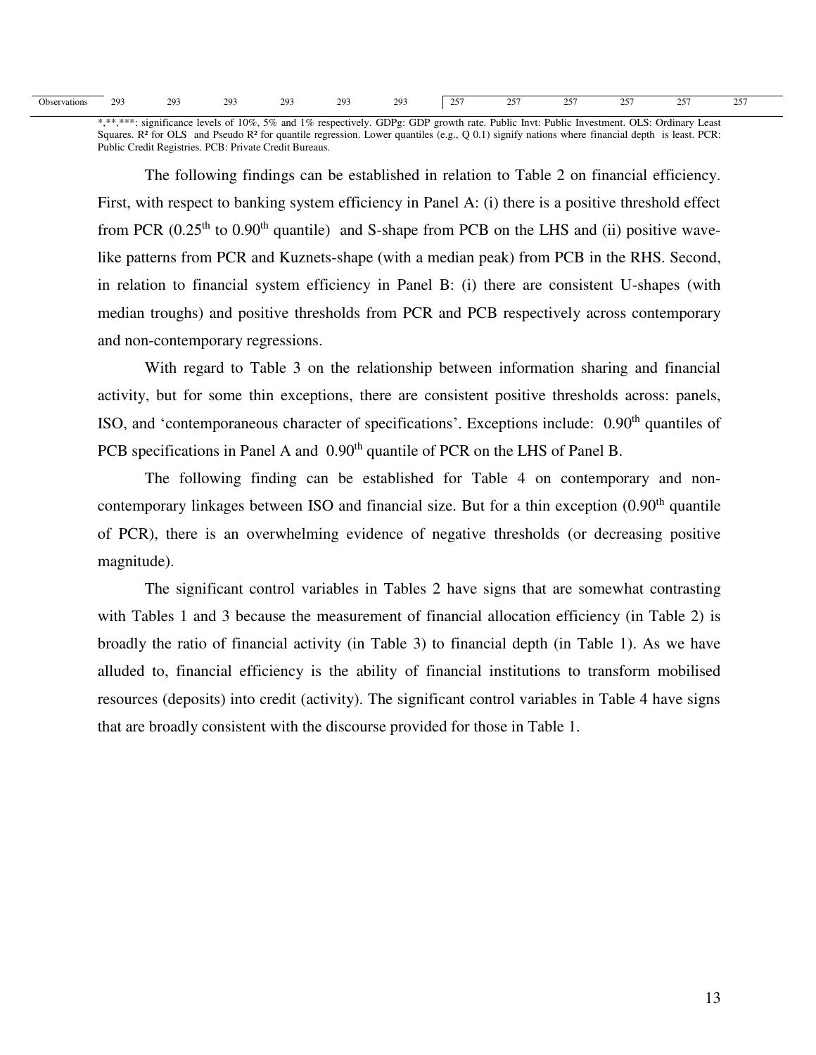| Observations | 293 | 293 | 293 | 293 | 293 | 293 | 257 | 257 | 257 | 257 | 257 | 257 |
|---|---|---|---|---|---|---|---|---|---|---|---|---|

*,**,***: significance levels of 10%, 5% and 1% respectively. GDPg: GDP growth rate. Public Invt: Public Investment. OLS: Ordinary Least Squares. R² for OLS and Pseudo R² for quantile regression. Lower quantiles (e.g., Q 0.1) signify nations where financial depth is least. PCR: Public Credit Registries. PCB: Private Credit Bureaus.

The following findings can be established in relation to Table 2 on financial efficiency. First, with respect to banking system efficiency in Panel A: (i) there is a positive threshold effect from PCR (0.25th to 0.90th quantile) and S-shape from PCB on the LHS and (ii) positive wave-like patterns from PCR and Kuznets-shape (with a median peak) from PCB in the RHS. Second, in relation to financial system efficiency in Panel B: (i) there are consistent U-shapes (with median troughs) and positive thresholds from PCR and PCB respectively across contemporary and non-contemporary regressions.

With regard to Table 3 on the relationship between information sharing and financial activity, but for some thin exceptions, there are consistent positive thresholds across: panels, ISO, and 'contemporaneous character of specifications'. Exceptions include: 0.90th quantiles of PCB specifications in Panel A and 0.90th quantile of PCR on the LHS of Panel B.

The following finding can be established for Table 4 on contemporary and non-contemporary linkages between ISO and financial size. But for a thin exception (0.90th quantile of PCR), there is an overwhelming evidence of negative thresholds (or decreasing positive magnitude).

The significant control variables in Tables 2 have signs that are somewhat contrasting with Tables 1 and 3 because the measurement of financial allocation efficiency (in Table 2) is broadly the ratio of financial activity (in Table 3) to financial depth (in Table 1). As we have alluded to, financial efficiency is the ability of financial institutions to transform mobilised resources (deposits) into credit (activity). The significant control variables in Table 4 have signs that are broadly consistent with the discourse provided for those in Table 1.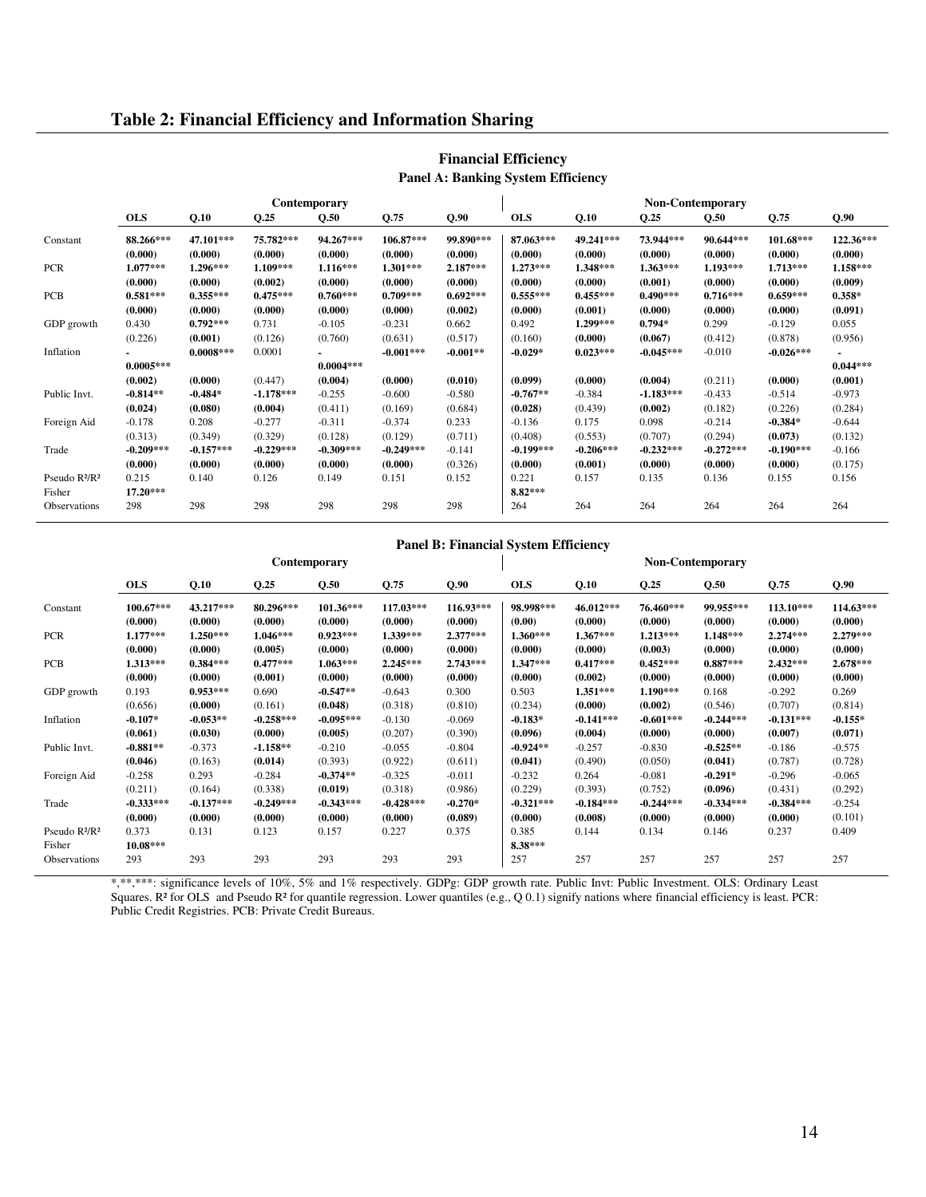## Table 2: Financial Efficiency and Information Sharing

**Financial Efficiency**

**Panel A: Banking System Efficiency**

| | Contemporary | | | | | | Non-Contemporary | | | | | |
|---|---|---|---|---|---|---|---|---|---|---|---|---|
| | **OLS** | **Q.10** | **Q.25** | **Q.50** | **Q.75** | **Q.90** | **OLS** | **Q.10** | **Q.25** | **Q.50** | **Q.75** | **Q.90** |
| Constant | **88.266*** ** | **47.101*** ** | **75.782*** ** | **94.267*** ** | **106.87*** ** | **99.890*** ** | **87.063*** ** | **49.241*** ** | **73.944*** ** | **90.644*** ** | **101.68*** ** | **122.36*** ** |
| | **(0.000)** | **(0.000)** | **(0.000)** | **(0.000)** | **(0.000)** | **(0.000)** | **(0.000)** | **(0.000)** | **(0.000)** | **(0.000)** | **(0.000)** | **(0.000)** |
| PCR | **1.077*** ** | **1.296*** ** | **1.109*** ** | **1.116*** ** | **1.301*** ** | **2.187*** ** | **1.273*** ** | **1.348*** ** | **1.363*** ** | **1.193*** ** | **1.713*** ** | **1.158*** ** |
| | **(0.000)** | **(0.000)** | **(0.002)** | **(0.000)** | **(0.000)** | **(0.000)** | **(0.000)** | **(0.000)** | **(0.001)** | **(0.000)** | **(0.000)** | **(0.009)** |
| PCB | **0.581*** ** | **0.355*** ** | **0.475*** ** | **0.760*** ** | **0.709*** ** | **0.692*** ** | **0.555*** ** | **0.455*** ** | **0.490*** ** | **0.716*** ** | **0.659*** ** | **0.358*** |
| | **(0.000)** | **(0.000)** | **(0.000)** | **(0.000)** | **(0.000)** | **(0.002)** | **(0.000)** | **(0.001)** | **(0.000)** | **(0.000)** | **(0.000)** | **(0.091)** |
| GDP growth | 0.430 | **0.792*** ** | 0.731 | -0.105 | -0.231 | 0.662 | 0.492 | **1.299*** ** | **0.794*** | 0.299 | -0.129 | 0.055 |
| | (0.226) | **(0.001)** | (0.126) | (0.760) | (0.631) | (0.517) | (0.160) | **(0.000)** | **(0.067)** | (0.412) | (0.878) | (0.956) |
| Inflation | **-0.0005*** ** | **0.0008*** ** | 0.0001 | **-0.0004*** ** | **-0.001*** ** | **-0.001**** | **-0.029*** | **0.023*** ** | **-0.045*** ** | -0.010 | **-0.026*** ** | **-0.044*** ** |
| | **(0.002)** | **(0.000)** | (0.447) | **(0.004)** | **(0.000)** | **(0.010)** | **(0.099)** | **(0.000)** | **(0.004)** | (0.211) | **(0.000)** | **(0.001)** |
| Public Invt. | **-0.814**** | **-0.484*** | **-1.178*** ** | -0.255 | -0.600 | -0.580 | **-0.767**** | -0.384 | **-1.183*** ** | -0.433 | -0.514 | -0.973 |
| | **(0.024)** | **(0.080)** | **(0.004)** | (0.411) | (0.169) | (0.684) | **(0.028)** | (0.439) | **(0.002)** | (0.182) | (0.226) | (0.284) |
| Foreign Aid | -0.178 | 0.208 | -0.277 | -0.311 | -0.374 | 0.233 | -0.136 | 0.175 | 0.098 | -0.214 | **-0.384*** | -0.644 |
| | (0.313) | (0.349) | (0.329) | (0.128) | (0.129) | (0.711) | (0.408) | (0.553) | (0.707) | (0.294) | **(0.073)** | (0.132) |
| Trade | **-0.209*** ** | **-0.157*** ** | **-0.229*** ** | **-0.309*** ** | **-0.249*** ** | -0.141 | **-0.199*** ** | **-0.206*** ** | **-0.232*** ** | **-0.272*** ** | **-0.190*** ** | -0.166 |
| | **(0.000)** | **(0.000)** | **(0.000)** | **(0.000)** | **(0.000)** | (0.326) | **(0.000)** | **(0.001)** | **(0.000)** | **(0.000)** | **(0.000)** | (0.175) |
| Pseudo R²/R² | 0.215 | 0.140 | 0.126 | 0.149 | 0.151 | 0.152 | 0.221 | 0.157 | 0.135 | 0.136 | 0.155 | 0.156 |
| Fisher | **17.20*** ** | | | | | | **8.82*** ** | | | | | |
| Observations | 298 | 298 | 298 | 298 | 298 | 298 | 264 | 264 | 264 | 264 | 264 | 264 |

**Panel B: Financial System Efficiency**

| | Contemporary | | | | | | Non-Contemporary | | | | | |
|---|---|---|---|---|---|---|---|---|---|---|---|---|
| | **OLS** | **Q.10** | **Q.25** | **Q.50** | **Q.75** | **Q.90** | **OLS** | **Q.10** | **Q.25** | **Q.50** | **Q.75** | **Q.90** |
| Constant | **100.67*** ** | **43.217*** ** | **80.296*** ** | **101.36*** ** | **117.03*** ** | **116.93*** ** | **98.998*** ** | **46.012*** ** | **76.460*** ** | **99.955*** ** | **113.10*** ** | **114.63*** ** |
| | **(0.000)** | **(0.000)** | **(0.000)** | **(0.000)** | **(0.000)** | **(0.000)** | **(0.00)** | **(0.000)** | **(0.000)** | **(0.000)** | **(0.000)** | **(0.000)** |
| PCR | **1.177*** ** | **1.250*** ** | **1.046*** ** | **0.923*** ** | **1.339*** ** | **2.377*** ** | **1.360*** ** | **1.367*** ** | **1.213*** ** | **1.148*** ** | **2.274*** ** | **2.279*** ** |
| | **(0.000)** | **(0.000)** | **(0.005)** | **(0.000)** | **(0.000)** | **(0.000)** | **(0.000)** | **(0.000)** | **(0.003)** | **(0.000)** | **(0.000)** | **(0.000)** |
| PCB | **1.313*** ** | **0.384*** ** | **0.477*** ** | **1.063*** ** | **2.245*** ** | **2.743*** ** | **1.347*** ** | **0.417*** ** | **0.452*** ** | **0.887*** ** | **2.432*** ** | **2.678*** ** |
| | **(0.000)** | **(0.000)** | **(0.001)** | **(0.000)** | **(0.000)** | **(0.000)** | **(0.000)** | **(0.002)** | **(0.000)** | **(0.000)** | **(0.000)** | **(0.000)** |
| GDP growth | 0.193 | **0.953*** ** | 0.690 | **-0.547**** | -0.643 | 0.300 | 0.503 | **1.351*** ** | **1.190*** ** | 0.168 | -0.292 | 0.269 |
| | (0.656) | **(0.000)** | (0.161) | **(0.048)** | (0.318) | (0.810) | (0.234) | **(0.000)** | **(0.002)** | (0.546) | (0.707) | (0.814) |
| Inflation | **-0.107*** | **-0.053**** | **-0.258*** ** | **-0.095*** ** | -0.130 | -0.069 | **-0.183*** | **-0.141*** ** | **-0.601*** ** | **-0.244*** ** | **-0.131*** ** | **-0.155*** |
| | **(0.061)** | **(0.030)** | **(0.000)** | **(0.005)** | (0.207) | (0.390) | **(0.096)** | **(0.004)** | **(0.000)** | **(0.000)** | **(0.007)** | **(0.071)** |
| Public Invt. | **-0.881**** | -0.373 | **-1.158**** | -0.210 | -0.055 | -0.804 | **-0.924**** | -0.257 | -0.830 | **-0.525**** | -0.186 | -0.575 |
| | **(0.046)** | (0.163) | **(0.014)** | (0.393) | (0.922) | (0.611) | **(0.041)** | (0.490) | (0.050) | **(0.041)** | (0.787) | (0.728) |
| Foreign Aid | -0.258 | 0.293 | -0.284 | **-0.374**** | -0.325 | -0.011 | -0.232 | 0.264 | -0.081 | **-0.291*** | -0.296 | -0.065 |
| | (0.211) | (0.164) | (0.338) | **(0.019)** | (0.318) | (0.986) | (0.229) | (0.393) | (0.752) | **(0.096)** | (0.431) | (0.292) |
| Trade | **-0.333*** ** | **-0.137*** ** | **-0.249*** ** | **-0.343*** ** | **-0.428*** ** | **-0.270*** | **-0.321*** ** | **-0.184*** ** | **-0.244*** ** | **-0.334*** ** | **-0.384*** ** | -0.254 |
| | **(0.000)** | **(0.000)** | **(0.000)** | **(0.000)** | **(0.000)** | **(0.089)** | **(0.000)** | **(0.008)** | **(0.000)** | **(0.000)** | **(0.000)** | (0.101) |
| Pseudo R²/R² | 0.373 | 0.131 | 0.123 | 0.157 | 0.227 | 0.375 | 0.385 | 0.144 | 0.134 | 0.146 | 0.237 | 0.409 |
| Fisher | **10.08*** ** | | | | | | **8.38*** ** | | | | | |
| Observations | 293 | 293 | 293 | 293 | 293 | 293 | 257 | 257 | 257 | 257 | 257 | 257 |

*,**,***: significance levels of 10%, 5% and 1% respectively. GDPg: GDP growth rate. Public Invt: Public Investment. OLS: Ordinary Least Squares. R² for OLS and Pseudo R² for quantile regression. Lower quantiles (e.g., Q 0.1) signify nations where financial efficiency is least. PCR: Public Credit Registries. PCB: Private Credit Bureaus.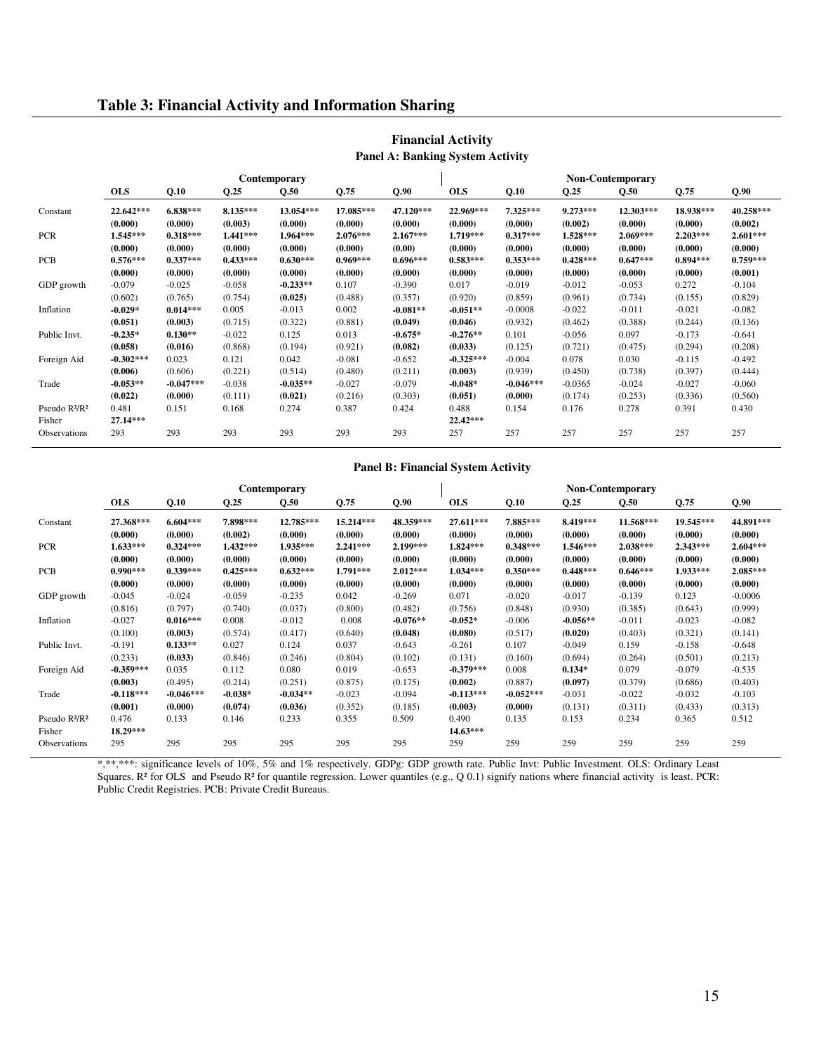## Table 3: Financial Activity and Information Sharing

**Financial Activity**

**Panel A: Banking System Activity**

| | Contemporary | | | | | | Non-Contemporary | | | | | |
|---|---|---|---|---|---|---|---|---|---|---|---|---|
| | **OLS** | **Q.10** | **Q.25** | **Q.50** | **Q.75** | **Q.90** | **OLS** | **Q.10** | **Q.25** | **Q.50** | **Q.75** | **Q.90** |
| Constant | **22.642*****<br>**(0.000)** | **6.838*****<br>**(0.000)** | **8.135*****<br>**(0.003)** | **13.054*****<br>**(0.000)** | **17.085*****<br>**(0.000)** | **47.120*****<br>**(0.000)** | **22.969*****<br>**(0.000)** | **7.325*****<br>**(0.000)** | **9.273*****<br>**(0.002)** | **12.303*****<br>**(0.000)** | **18.938*****<br>**(0.000)** | **40.258*****<br>**(0.002)** |
| PCR | **1.545*****<br>**(0.000)** | **0.318*****<br>**(0.000)** | **1.441*****<br>**(0.000)** | **1.964*****<br>**(0.000)** | **2.076*****<br>**(0.000)** | **2.167*****<br>**(0.00)** | **1.719*****<br>**(0.000)** | **0.317*****<br>**(0.000)** | **1.528*****<br>**(0.000)** | **2.069*****<br>**(0.000)** | **2.203*****<br>**(0.000)** | **2.601*****<br>**(0.000)** |
| PCB | **0.576*****<br>**(0.000)** | **0.337*****<br>**(0.000)** | **0.433*****<br>**(0.000)** | **0.630*****<br>**(0.000)** | **0.969*****<br>**(0.000)** | **0.696*****<br>**(0.000)** | **0.583*****<br>**(0.000)** | **0.353*****<br>**(0.000)** | **0.428*****<br>**(0.000)** | **0.647*****<br>**(0.000)** | **0.894*****<br>**(0.000)** | **0.759*****<br>**(0.001)** |
| GDP growth | -0.079<br>(0.602) | -0.025<br>(0.765) | -0.058<br>(0.754) | **-0.233****<br>**(0.025)** | 0.107<br>(0.488) | -0.390<br>(0.357) | 0.017<br>(0.920) | -0.019<br>(0.859) | -0.012<br>(0.961) | -0.053<br>(0.734) | 0.272<br>(0.155) | -0.104<br>(0.829) |
| Inflation | **-0.029***<br>**(0.051)** | **0.014*****<br>**(0.003)** | 0.005<br>(0.715) | -0.013<br>(0.322) | 0.002<br>(0.881) | **-0.081****<br>**(0.049)** | **-0.051****<br>**(0.046)** | -0.0008<br>(0.932) | -0.022<br>(0.462) | -0.011<br>(0.388) | -0.021<br>(0.244) | -0.082<br>(0.136) |
| Public Invt. | **-0.235***<br>**(0.058)** | **0.130****<br>**(0.016)** | -0.022<br>(0.868) | 0.125<br>(0.194) | 0.013<br>(0.921) | **-0.675***<br>**(0.082)** | **-0.276****<br>**(0.033)** | 0.101<br>(0.125) | -0.056<br>(0.721) | 0.097<br>(0.475) | -0.173<br>(0.294) | -0.641<br>(0.208) |
| Foreign Aid | **-0.302*****<br>**(0.006)** | 0.023<br>(0.606) | 0.121<br>(0.221) | 0.042<br>(0.514) | -0.081<br>(0.480) | -0.652<br>(0.211) | **-0.325*****<br>**(0.003)** | -0.004<br>(0.939) | 0.078<br>(0.450) | 0.030<br>(0.738) | -0.115<br>(0.397) | -0.492<br>(0.444) |
| Trade | **-0.053****<br>**(0.022)** | **-0.047*****<br>**(0.000)** | -0.038<br>(0.111) | **-0.035****<br>**(0.021)** | -0.027<br>(0.216) | -0.079<br>(0.303) | **-0.048***<br>**(0.051)** | **-0.046*****<br>**(0.000)** | -0.0365<br>(0.174) | -0.024<br>(0.253) | -0.027<br>(0.336) | -0.060<br>(0.560) |
| Pseudo $R^2$/$R^2$ | 0.481 | 0.151 | 0.168 | 0.274 | 0.387 | 0.424 | 0.488 | 0.154 | 0.176 | 0.278 | 0.391 | 0.430 |
| Fisher | **27.14***** | | | | | | **22.42***** | | | | | |
| Observations | 293 | 293 | 293 | 293 | 293 | 293 | 257 | 257 | 257 | 257 | 257 | 257 |

**Panel B: Financial System Activity**

| | Contemporary | | | | | | Non-Contemporary | | | | | |
|---|---|---|---|---|---|---|---|---|---|---|---|---|
| | **OLS** | **Q.10** | **Q.25** | **Q.50** | **Q.75** | **Q.90** | **OLS** | **Q.10** | **Q.25** | **Q.50** | **Q.75** | **Q.90** |
| Constant | **27.368*****<br>**(0.000)** | **6.604*****<br>**(0.000)** | **7.898*****<br>**(0.002)** | **12.785*****<br>**(0.000)** | **15.214*****<br>**(0.000)** | **48.359*****<br>**(0.000)** | **27.611*****<br>**(0.000)** | **7.885*****<br>**(0.000)** | **8.419*****<br>**(0.000)** | **11.568*****<br>**(0.000)** | **19.545*****<br>**(0.000)** | **44.891*****<br>**(0.000)** |
| PCR | **1.633*****<br>**(0.000)** | **0.324*****<br>**(0.000)** | **1.432*****<br>**(0.000)** | **1.935*****<br>**(0.000)** | **2.241*****<br>**(0.000)** | **2.199*****<br>**(0.000)** | **1.824*****<br>**(0.000)** | **0.348*****<br>**(0.000)** | **1.546*****<br>**(0.000)** | **2.038*****<br>**(0.000)** | **2.343*****<br>**(0.000)** | **2.604*****<br>**(0.000)** |
| PCB | **0.990*****<br>**(0.000)** | **0.339*****<br>**(0.000)** | **0.425*****<br>**(0.000)** | **0.632*****<br>**(0.000)** | **1.791*****<br>**(0.000)** | **2.012*****<br>**(0.000)** | **1.034*****<br>**(0.000)** | **0.350*****<br>**(0.000)** | **0.448*****<br>**(0.000)** | **0.646*****<br>**(0.000)** | **1.933*****<br>**(0.000)** | **2.085*****<br>**(0.000)** |
| GDP growth | -0.045<br>(0.816) | -0.024<br>(0.797) | -0.059<br>(0.740) | -0.235<br>(0.037) | 0.042<br>(0.800) | -0.269<br>(0.482) | 0.071<br>(0.756) | -0.020<br>(0.848) | -0.017<br>(0.930) | -0.139<br>(0.385) | 0.123<br>(0.643) | -0.0006<br>(0.999) |
| Inflation | -0.027<br>(0.100) | **0.016*****<br>**(0.003)** | 0.008<br>(0.574) | -0.012<br>(0.417) | 0.008<br>(0.640) | **-0.076****<br>**(0.048)** | **-0.052***<br>**(0.080)** | -0.006<br>(0.517) | **-0.056****<br>**(0.020)** | -0.011<br>(0.403) | -0.023<br>(0.321) | -0.082<br>(0.141) |
| Public Invt. | -0.191<br>(0.233) | **0.133****<br>**(0.033)** | 0.027<br>(0.846) | 0.124<br>(0.246) | 0.037<br>(0.804) | -0.643<br>(0.102) | -0.261<br>(0.131) | 0.107<br>(0.160) | -0.049<br>(0.694) | 0.159<br>(0.264) | -0.158<br>(0.501) | -0.648<br>(0.213) |
| Foreign Aid | **-0.359*****<br>**(0.003)** | 0.035<br>(0.495) | 0.112<br>(0.214) | 0.080<br>(0.251) | 0.019<br>(0.875) | -0.653<br>(0.175) | **-0.379*****<br>**(0.002)** | 0.008<br>(0.887) | **0.134***<br>**(0.097)** | 0.079<br>(0.379) | -0.079<br>(0.686) | -0.535<br>(0.403) |
| Trade | **-0.118*****<br>**(0.001)** | **-0.046*****<br>**(0.000)** | **-0.038***<br>**(0.074)** | **-0.034****<br>**(0.036)** | -0.023<br>(0.352) | -0.094<br>(0.185) | **-0.113*****<br>**(0.003)** | **-0.052*****<br>**(0.000)** | -0.031<br>(0.131) | -0.022<br>(0.311) | -0.032<br>(0.433) | -0.103<br>(0.313) |
| Pseudo $R^2$/$R^2$ | 0.476 | 0.133 | 0.146 | 0.233 | 0.355 | 0.509 | 0.490 | 0.135 | 0.153 | 0.234 | 0.365 | 0.512 |
| Fisher | **18.29***** | | | | | | **14.63***** | | | | | |
| Observations | 295 | 295 | 295 | 295 | 295 | 295 | 259 | 259 | 259 | 259 | 259 | 259 |

*,**,***: significance levels of 10%, 5% and 1% respectively. GDPg: GDP growth rate. Public Invt: Public Investment. OLS: Ordinary Least Squares. $R^2$ for OLS and Pseudo $R^2$ for quantile regression. Lower quantiles (e.g., Q 0.1) signify nations where financial activity is least. PCR: Public Credit Registries. PCB: Private Credit Bureaus.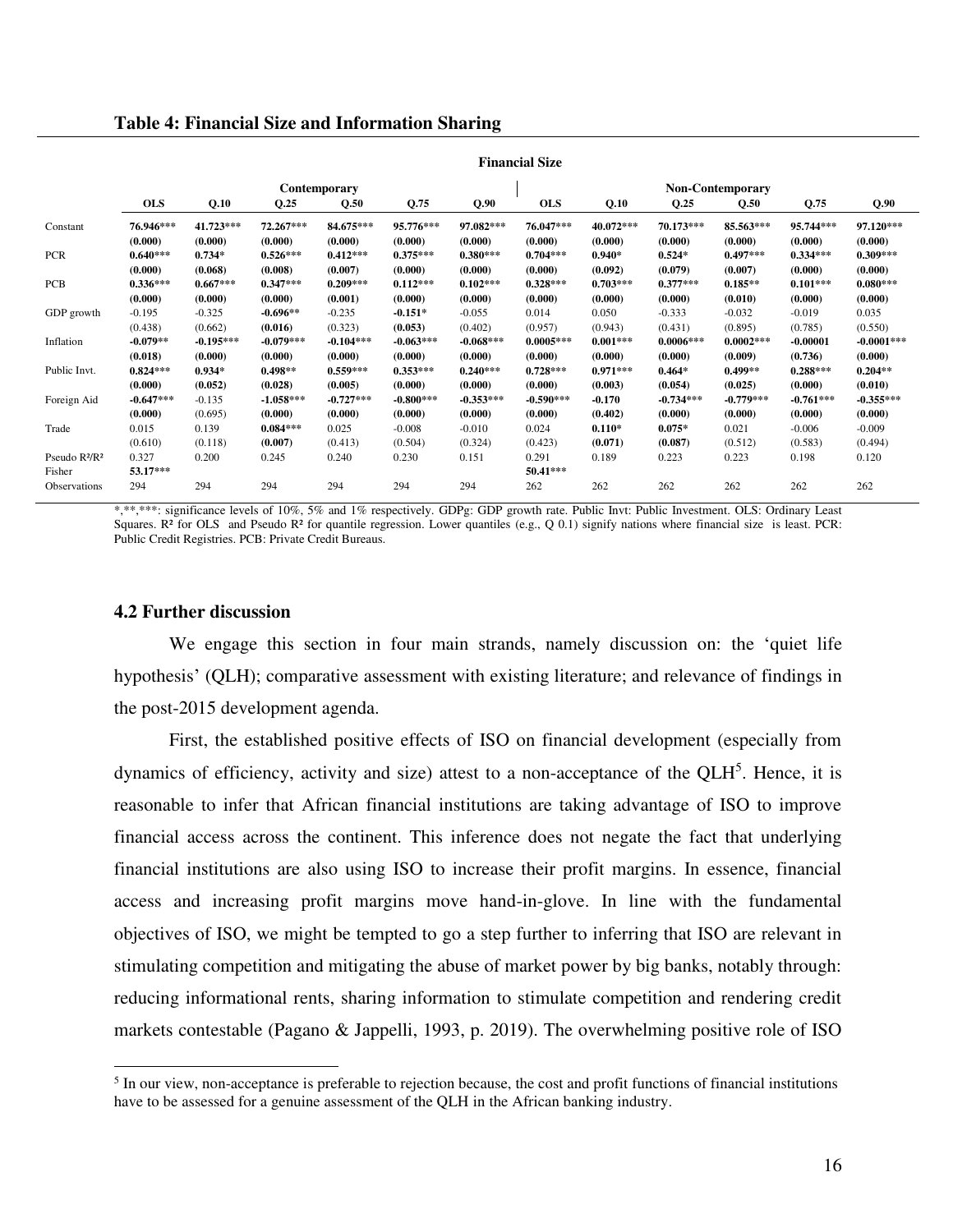**Table 4: Financial Size and Information Sharing**

| | Financial Size | | | | | | | | | | | |
|---|---|---|---|---|---|---|---|---|---|---|---|---|
| | Contemporary | | | | | | Non-Contemporary | | | | | |
| | OLS | Q.10 | Q.25 | Q.50 | Q.75 | Q.90 | OLS | Q.10 | Q.25 | Q.50 | Q.75 | Q.90 |
| Constant | **76.946*** | **41.723*** | **72.267*** | **84.675*** | **95.776*** | **97.082*** | **76.047*** | **40.072*** | **70.173*** | **85.563*** | **95.744*** | **97.120*** |
| | **(0.000)** | **(0.000)** | **(0.000)** | **(0.000)** | **(0.000)** | **(0.000)** | **(0.000)** | **(0.000)** | **(0.000)** | **(0.000)** | **(0.000)** | **(0.000)** |
| PCR | **0.640*** | **0.734*** | **0.526*** | **0.412*** | **0.375*** | **0.380*** | **0.704*** | **0.940*** | **0.524*** | **0.497*** | **0.334*** | **0.309*** |
| | **(0.000)** | **(0.068)** | **(0.008)** | **(0.007)** | **(0.000)** | **(0.000)** | **(0.000)** | **(0.092)** | **(0.079)** | **(0.007)** | **(0.000)** | **(0.000)** |
| PCB | **0.336*** | **0.667*** | **0.347*** | **0.209*** | **0.112*** | **0.102*** | **0.328*** | **0.703*** | **0.377*** | **0.185**** | **0.101*** | **0.080*** |
| | **(0.000)** | **(0.000)** | **(0.000)** | **(0.001)** | **(0.000)** | **(0.000)** | **(0.000)** | **(0.000)** | **(0.000)** | **(0.010)** | **(0.000)** | **(0.000)** |
| GDP growth | -0.195 | -0.325 | **-0.696**** | -0.235 | **-0.151*** | -0.055 | 0.014 | 0.050 | -0.333 | -0.032 | -0.019 | 0.035 |
| | (0.438) | (0.662) | **(0.016)** | (0.323) | **(0.053)** | (0.402) | (0.957) | (0.943) | (0.431) | (0.895) | (0.785) | (0.550) |
| Inflation | **-0.079**** | **-0.195*** | **-0.079*** | **-0.104*** | **-0.063*** | **-0.068*** | **0.0005*** | **0.001*** | **0.0006*** | **0.0002*** | -0.00001 | **-0.0001*** |
| | **(0.018)** | **(0.000)** | **(0.000)** | **(0.000)** | **(0.000)** | **(0.000)** | **(0.000)** | **(0.000)** | **(0.000)** | **(0.009)** | (0.736) | **(0.000)** |
| Public Invt. | **0.824*** | **0.934*** | **0.498**** | **0.559*** | **0.353*** | **0.240*** | **0.728*** | **0.971*** | **0.464*** | **0.499**** | **0.288*** | **0.204**** |
| | **(0.000)** | **(0.052)** | **(0.028)** | **(0.005)** | **(0.000)** | **(0.000)** | **(0.000)** | **(0.003)** | **(0.054)** | **(0.025)** | **(0.000)** | **(0.010)** |
| Foreign Aid | **-0.647*** | -0.135 | **-1.058*** | **-0.727*** | **-0.800*** | **-0.353*** | **-0.590*** | **-0.170** | **-0.734*** | **-0.779*** | **-0.761*** | **-0.355*** |
| | **(0.000)** | (0.695) | **(0.000)** | **(0.000)** | **(0.000)** | **(0.000)** | **(0.000)** | **(0.402)** | **(0.000)** | **(0.000)** | **(0.000)** | **(0.000)** |
| Trade | 0.015 | 0.139 | **0.084*** | 0.025 | -0.008 | -0.010 | 0.024 | **0.110*** | **0.075*** | 0.021 | -0.006 | -0.009 |
| | (0.610) | (0.118) | **(0.007)** | (0.413) | (0.504) | (0.324) | (0.423) | **(0.071)** | **(0.087)** | (0.512) | (0.583) | (0.494) |
| Pseudo $R^2$/$R^2$ | 0.327 | 0.200 | 0.245 | 0.240 | 0.230 | 0.151 | 0.291 | 0.189 | 0.223 | 0.223 | 0.198 | 0.120 |
| Fisher | **53.17*** | | | | | | **50.41*** | | | | | |
| Observations | 294 | 294 | 294 | 294 | 294 | 294 | 262 | 262 | 262 | 262 | 262 | 262 |

*,**,***: significance levels of 10%, 5% and 1% respectively. GDPg: GDP growth rate. Public Invt: Public Investment. OLS: Ordinary Least Squares. $R^2$ for OLS and Pseudo $R^2$ for quantile regression. Lower quantiles (e.g., Q 0.1) signify nations where financial size is least. PCR: Public Credit Registries. PCB: Private Credit Bureaus.

### 4.2 Further discussion

We engage this section in four main strands, namely discussion on: the 'quiet life hypothesis' (QLH); comparative assessment with existing literature; and relevance of findings in the post-2015 development agenda.

First, the established positive effects of ISO on financial development (especially from dynamics of efficiency, activity and size) attest to a non-acceptance of the QLH[5]. Hence, it is reasonable to infer that African financial institutions are taking advantage of ISO to improve financial access across the continent. This inference does not negate the fact that underlying financial institutions are also using ISO to increase their profit margins. In essence, financial access and increasing profit margins move hand-in-glove. In line with the fundamental objectives of ISO, we might be tempted to go a step further to inferring that ISO are relevant in stimulating competition and mitigating the abuse of market power by big banks, notably through: reducing informational rents, sharing information to stimulate competition and rendering credit markets contestable (Pagano & Jappelli, 1993, p. 2019). The overwhelming positive role of ISO

[5] In our view, non-acceptance is preferable to rejection because, the cost and profit functions of financial institutions have to be assessed for a genuine assessment of the QLH in the African banking industry.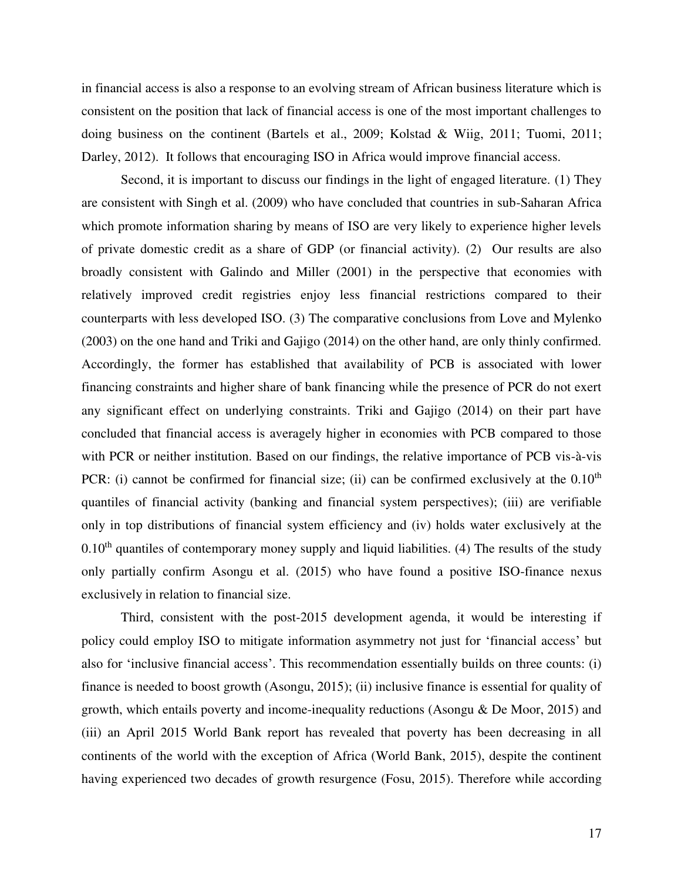in financial access is also a response to an evolving stream of African business literature which is consistent on the position that lack of financial access is one of the most important challenges to doing business on the continent (Bartels et al., 2009; Kolstad & Wiig, 2011; Tuomi, 2011; Darley, 2012). It follows that encouraging ISO in Africa would improve financial access.

Second, it is important to discuss our findings in the light of engaged literature. (1) They are consistent with Singh et al. (2009) who have concluded that countries in sub-Saharan Africa which promote information sharing by means of ISO are very likely to experience higher levels of private domestic credit as a share of GDP (or financial activity). (2) Our results are also broadly consistent with Galindo and Miller (2001) in the perspective that economies with relatively improved credit registries enjoy less financial restrictions compared to their counterparts with less developed ISO. (3) The comparative conclusions from Love and Mylenko (2003) on the one hand and Triki and Gajigo (2014) on the other hand, are only thinly confirmed. Accordingly, the former has established that availability of PCB is associated with lower financing constraints and higher share of bank financing while the presence of PCR do not exert any significant effect on underlying constraints. Triki and Gajigo (2014) on their part have concluded that financial access is averagely higher in economies with PCB compared to those with PCR or neither institution. Based on our findings, the relative importance of PCB vis-à-vis PCR: (i) cannot be confirmed for financial size; (ii) can be confirmed exclusively at the $0.10^{th}$ quantiles of financial activity (banking and financial system perspectives); (iii) are verifiable only in top distributions of financial system efficiency and (iv) holds water exclusively at the $0.10^{th}$ quantiles of contemporary money supply and liquid liabilities. (4) The results of the study only partially confirm Asongu et al. (2015) who have found a positive ISO-finance nexus exclusively in relation to financial size.

Third, consistent with the post-2015 development agenda, it would be interesting if policy could employ ISO to mitigate information asymmetry not just for 'financial access' but also for 'inclusive financial access'. This recommendation essentially builds on three counts: (i) finance is needed to boost growth (Asongu, 2015); (ii) inclusive finance is essential for quality of growth, which entails poverty and income-inequality reductions (Asongu & De Moor, 2015) and (iii) an April 2015 World Bank report has revealed that poverty has been decreasing in all continents of the world with the exception of Africa (World Bank, 2015), despite the continent having experienced two decades of growth resurgence (Fosu, 2015). Therefore while according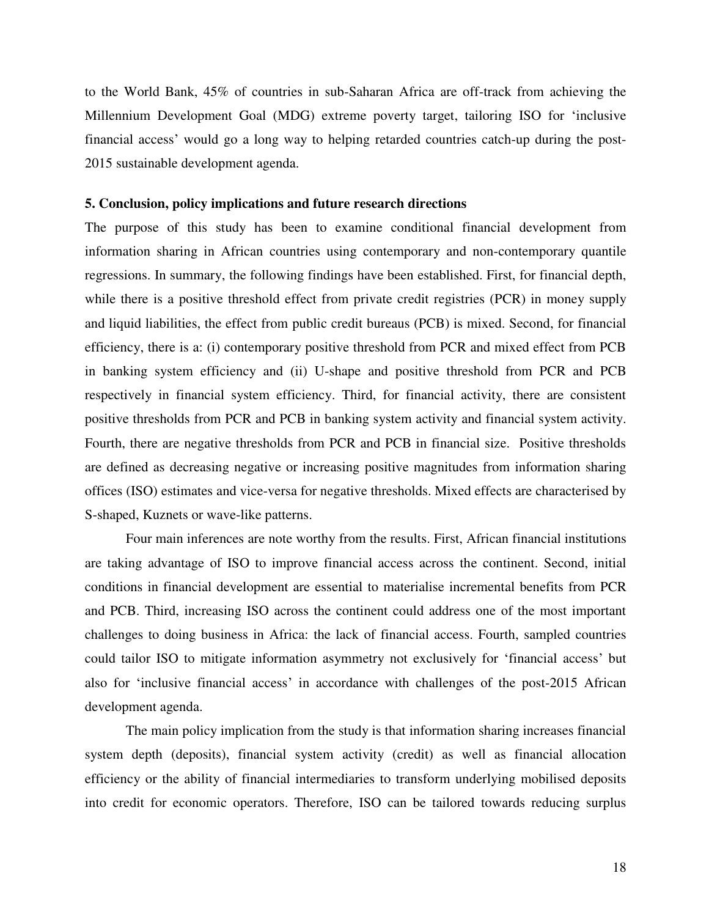to the World Bank, 45% of countries in sub-Saharan Africa are off-track from achieving the Millennium Development Goal (MDG) extreme poverty target, tailoring ISO for 'inclusive financial access' would go a long way to helping retarded countries catch-up during the post-2015 sustainable development agenda.

### 5. Conclusion, policy implications and future research directions

The purpose of this study has been to examine conditional financial development from information sharing in African countries using contemporary and non-contemporary quantile regressions. In summary, the following findings have been established. First, for financial depth, while there is a positive threshold effect from private credit registries (PCR) in money supply and liquid liabilities, the effect from public credit bureaus (PCB) is mixed. Second, for financial efficiency, there is a: (i) contemporary positive threshold from PCR and mixed effect from PCB in banking system efficiency and (ii) U-shape and positive threshold from PCR and PCB respectively in financial system efficiency. Third, for financial activity, there are consistent positive thresholds from PCR and PCB in banking system activity and financial system activity. Fourth, there are negative thresholds from PCR and PCB in financial size. Positive thresholds are defined as decreasing negative or increasing positive magnitudes from information sharing offices (ISO) estimates and vice-versa for negative thresholds. Mixed effects are characterised by S-shaped, Kuznets or wave-like patterns.

Four main inferences are note worthy from the results. First, African financial institutions are taking advantage of ISO to improve financial access across the continent. Second, initial conditions in financial development are essential to materialise incremental benefits from PCR and PCB. Third, increasing ISO across the continent could address one of the most important challenges to doing business in Africa: the lack of financial access. Fourth, sampled countries could tailor ISO to mitigate information asymmetry not exclusively for 'financial access' but also for 'inclusive financial access' in accordance with challenges of the post-2015 African development agenda.

The main policy implication from the study is that information sharing increases financial system depth (deposits), financial system activity (credit) as well as financial allocation efficiency or the ability of financial intermediaries to transform underlying mobilised deposits into credit for economic operators. Therefore, ISO can be tailored towards reducing surplus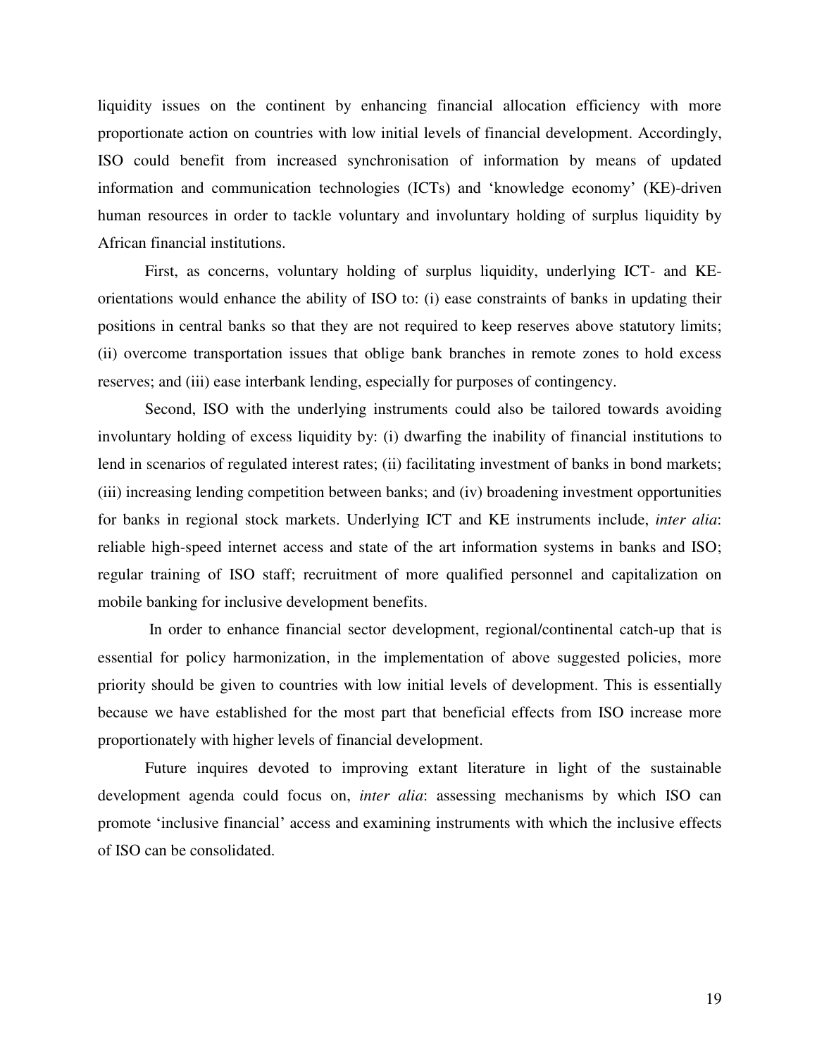liquidity issues on the continent by enhancing financial allocation efficiency with more proportionate action on countries with low initial levels of financial development. Accordingly, ISO could benefit from increased synchronisation of information by means of updated information and communication technologies (ICTs) and 'knowledge economy' (KE)-driven human resources in order to tackle voluntary and involuntary holding of surplus liquidity by African financial institutions.

First, as concerns, voluntary holding of surplus liquidity, underlying ICT- and KE-orientations would enhance the ability of ISO to: (i) ease constraints of banks in updating their positions in central banks so that they are not required to keep reserves above statutory limits; (ii) overcome transportation issues that oblige bank branches in remote zones to hold excess reserves; and (iii) ease interbank lending, especially for purposes of contingency.

Second, ISO with the underlying instruments could also be tailored towards avoiding involuntary holding of excess liquidity by: (i) dwarfing the inability of financial institutions to lend in scenarios of regulated interest rates; (ii) facilitating investment of banks in bond markets; (iii) increasing lending competition between banks; and (iv) broadening investment opportunities for banks in regional stock markets. Underlying ICT and KE instruments include, *inter alia*: reliable high-speed internet access and state of the art information systems in banks and ISO; regular training of ISO staff; recruitment of more qualified personnel and capitalization on mobile banking for inclusive development benefits.

In order to enhance financial sector development, regional/continental catch-up that is essential for policy harmonization, in the implementation of above suggested policies, more priority should be given to countries with low initial levels of development. This is essentially because we have established for the most part that beneficial effects from ISO increase more proportionately with higher levels of financial development.

Future inquires devoted to improving extant literature in light of the sustainable development agenda could focus on, *inter alia*: assessing mechanisms by which ISO can promote 'inclusive financial' access and examining instruments with which the inclusive effects of ISO can be consolidated.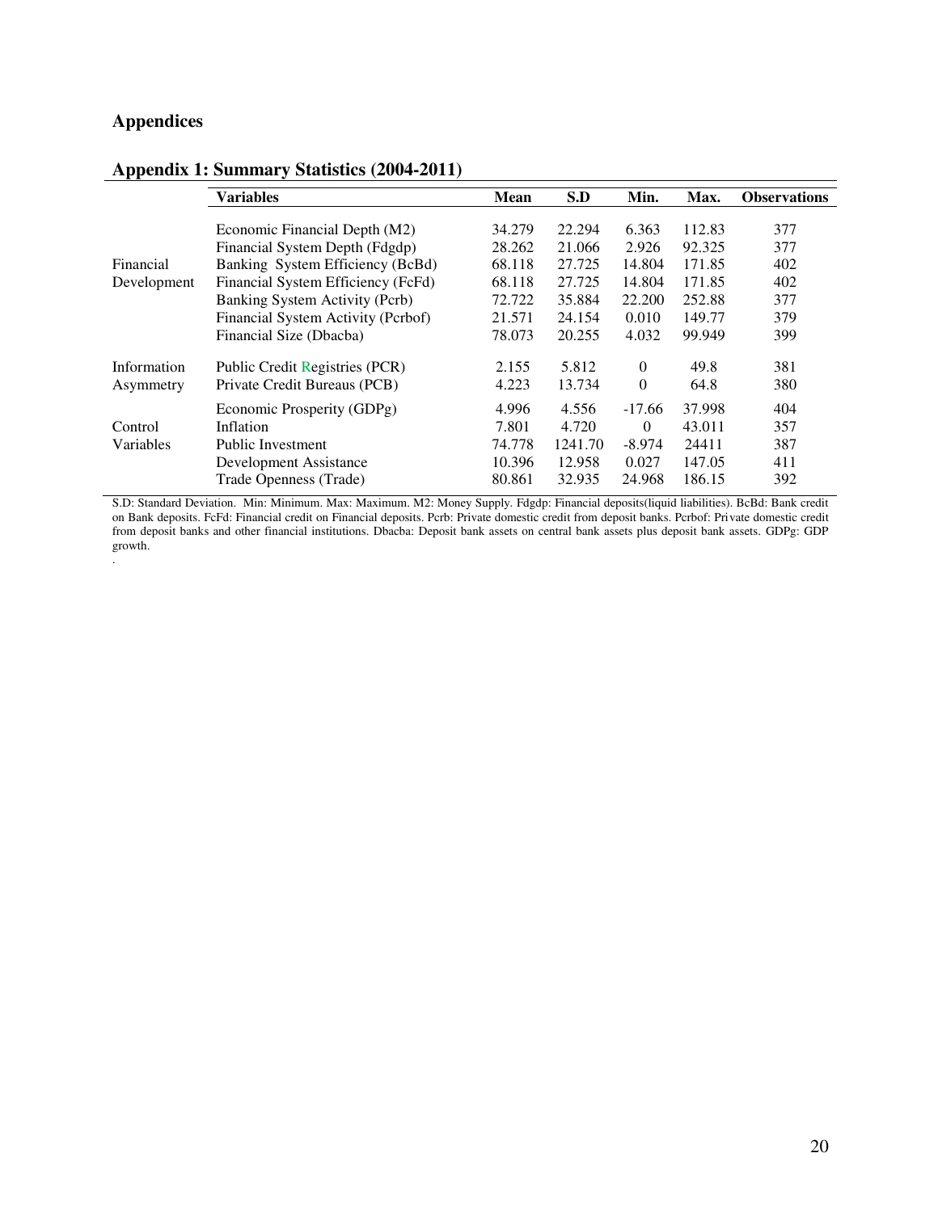## Appendices

### Appendix 1: Summary Statistics (2004-2011)

| | Variables | Mean | S.D | Min. | Max. | Observations |
|---|---|---|---|---|---|---|
| Financial Development | Economic Financial Depth (M2) | 34.279 | 22.294 | 6.363 | 112.83 | 377 |
| | Financial System Depth (Fdgdp) | 28.262 | 21.066 | 2.926 | 92.325 | 377 |
| | Banking System Efficiency (BcBd) | 68.118 | 27.725 | 14.804 | 171.85 | 402 |
| | Financial System Efficiency (FcFd) | 68.118 | 27.725 | 14.804 | 171.85 | 402 |
| | Banking System Activity (Pcrb) | 72.722 | 35.884 | 22.200 | 252.88 | 377 |
| | Financial System Activity (Pcrbof) | 21.571 | 24.154 | 0.010 | 149.77 | 379 |
| | Financial Size (Dbacba) | 78.073 | 20.255 | 4.032 | 99.949 | 399 |
| Information Asymmetry | Public Credit Registries (PCR) | 2.155 | 5.812 | 0 | 49.8 | 381 |
| | Private Credit Bureaus (PCB) | 4.223 | 13.734 | 0 | 64.8 | 380 |
| Control Variables | Economic Prosperity (GDPg) | 4.996 | 4.556 | -17.66 | 37.998 | 404 |
| | Inflation | 7.801 | 4.720 | 0 | 43.011 | 357 |
| | Public Investment | 74.778 | 1241.70 | -8.974 | 24411 | 387 |
| | Development Assistance | 10.396 | 12.958 | 0.027 | 147.05 | 411 |
| | Trade Openness (Trade) | 80.861 | 32.935 | 24.968 | 186.15 | 392 |

S.D: Standard Deviation. Min: Minimum. Max: Maximum. M2: Money Supply. Fdgdp: Financial deposits(liquid liabilities). BcBd: Bank credit on Bank deposits. FcFd: Financial credit on Financial deposits. Pcrb: Private domestic credit from deposit banks. Pcrbof: Private domestic credit from deposit banks and other financial institutions. Dbacba: Deposit bank assets on central bank assets plus deposit bank assets. GDPg: GDP growth.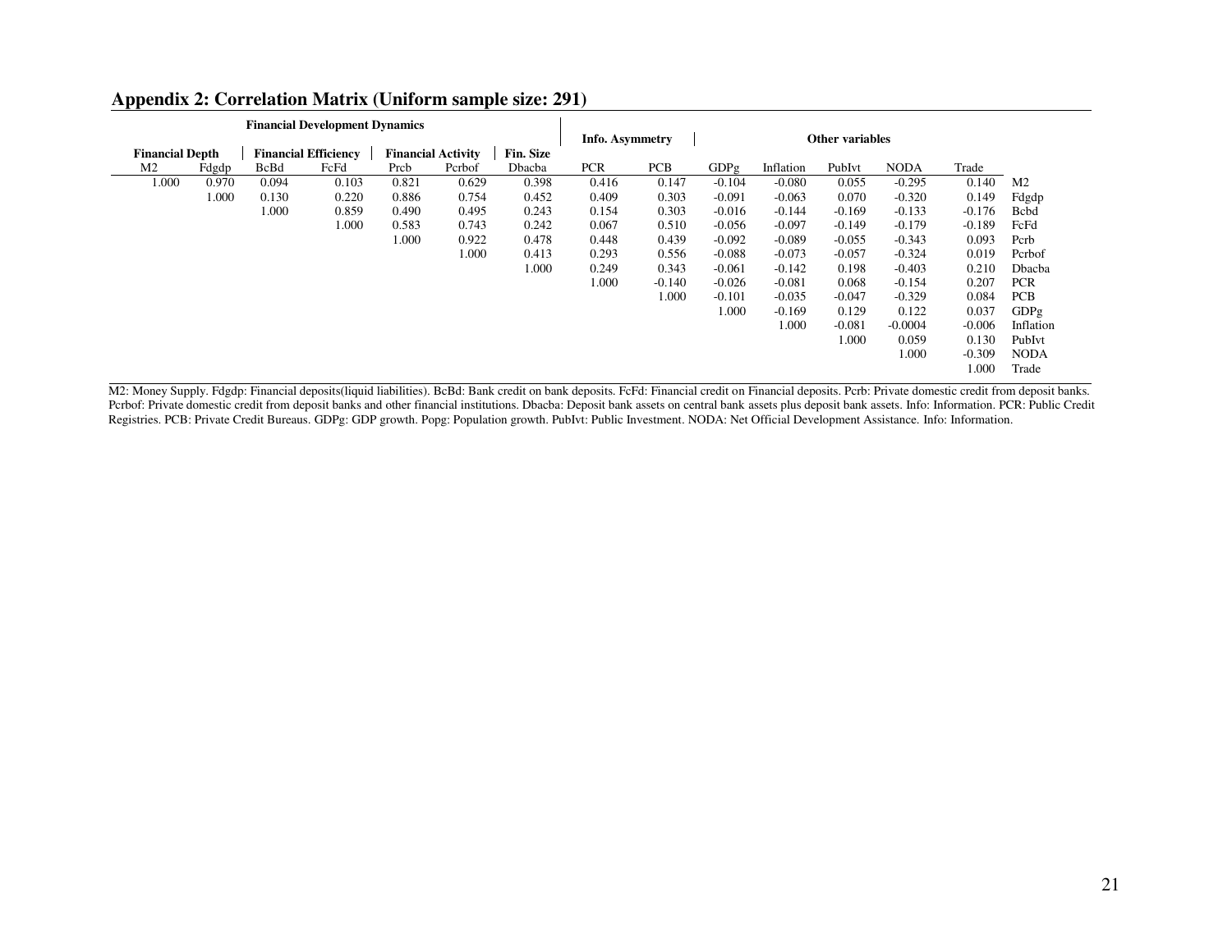## Appendix 2: Correlation Matrix (Uniform sample size: 291)

| Financial Development Dynamics | | | | | | | Info. Asymmetry | | Other variables | | | | | |
|---|---|---|---|---|---|---|---|---|---|---|---|---|---|---|
| Financial Depth | | Financial Efficiency | | Financial Activity | | Fin. Size | | | | | | | | |
| M2 | Fdgdp | BcBd | FcFd | Prcb | Pcrbof | Dbacba | PCR | PCB | GDPg | Inflation | PubIvt | NODA | Trade | |
| 1.000 | 0.970 | 0.094 | 0.103 | 0.821 | 0.629 | 0.398 | 0.416 | 0.147 | -0.104 | -0.080 | 0.055 | -0.295 | 0.140 | M2 |
| | 1.000 | 0.130 | 0.220 | 0.886 | 0.754 | 0.452 | 0.409 | 0.303 | -0.091 | -0.063 | 0.070 | -0.320 | 0.149 | Fdgdp |
| | | 1.000 | 0.859 | 0.490 | 0.495 | 0.243 | 0.154 | 0.303 | -0.016 | -0.144 | -0.169 | -0.133 | -0.176 | Bcbd |
| | | | 1.000 | 0.583 | 0.743 | 0.242 | 0.067 | 0.510 | -0.056 | -0.097 | -0.149 | -0.179 | -0.189 | FcFd |
| | | | | 1.000 | 0.922 | 0.478 | 0.448 | 0.439 | -0.092 | -0.089 | -0.055 | -0.343 | 0.093 | Pcrb |
| | | | | | 1.000 | 0.413 | 0.293 | 0.556 | -0.088 | -0.073 | -0.057 | -0.324 | 0.019 | Pcrbof |
| | | | | | | 1.000 | 0.249 | 0.343 | -0.061 | -0.142 | 0.198 | -0.403 | 0.210 | Dbacba |
| | | | | | | | 1.000 | -0.140 | -0.026 | -0.081 | 0.068 | -0.154 | 0.207 | PCR |
| | | | | | | | | 1.000 | -0.101 | -0.035 | -0.047 | -0.329 | 0.084 | PCB |
| | | | | | | | | | 1.000 | -0.169 | 0.129 | 0.122 | 0.037 | GDPg |
| | | | | | | | | | | 1.000 | -0.081 | -0.0004 | -0.006 | Inflation |
| | | | | | | | | | | | 1.000 | 0.059 | 0.130 | PubIvt |
| | | | | | | | | | | | | 1.000 | -0.309 | NODA |
| | | | | | | | | | | | | | 1.000 | Trade |

M2: Money Supply. Fdgdp: Financial deposits(liquid liabilities). BcBd: Bank credit on bank deposits. FcFd: Financial credit on Financial deposits. Pcrb: Private domestic credit from deposit banks. Pcrbof: Private domestic credit from deposit banks and other financial institutions. Dbacba: Deposit bank assets on central bank assets plus deposit bank assets. Info: Information. PCR: Public Credit Registries. PCB: Private Credit Bureaus. GDPg: GDP growth. Popg: Population growth. PubIvt: Public Investment. NODA: Net Official Development Assistance. Info: Information.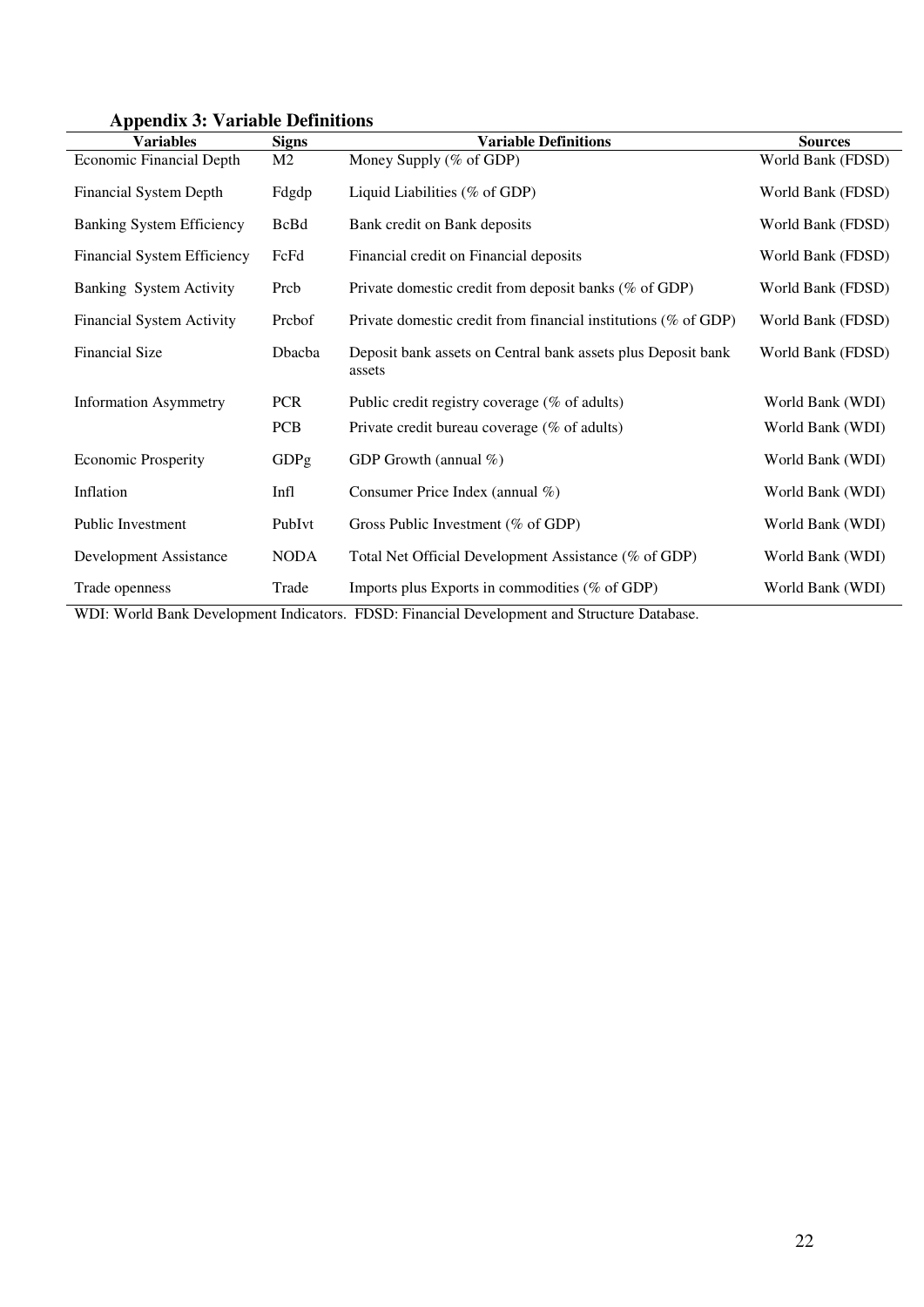### Appendix 3: Variable Definitions

| Variables | Signs | Variable Definitions | Sources |
|---|---|---|---|
| Economic Financial Depth | M2 | Money Supply (% of GDP) | World Bank (FDSD) |
| Financial System Depth | Fdgdp | Liquid Liabilities (% of GDP) | World Bank (FDSD) |
| Banking System Efficiency | BcBd | Bank credit on Bank deposits | World Bank (FDSD) |
| Financial System Efficiency | FcFd | Financial credit on Financial deposits | World Bank (FDSD) |
| Banking System Activity | Prcb | Private domestic credit from deposit banks (% of GDP) | World Bank (FDSD) |
| Financial System Activity | Prcbof | Private domestic credit from financial institutions (% of GDP) | World Bank (FDSD) |
| Financial Size | Dbacba | Deposit bank assets on Central bank assets plus Deposit bank assets | World Bank (FDSD) |
| Information Asymmetry | PCR | Public credit registry coverage (% of adults) | World Bank (WDI) |
| | PCB | Private credit bureau coverage (% of adults) | World Bank (WDI) |
| Economic Prosperity | GDPg | GDP Growth (annual %) | World Bank (WDI) |
| Inflation | Infl | Consumer Price Index (annual %) | World Bank (WDI) |
| Public Investment | PubIvt | Gross Public Investment (% of GDP) | World Bank (WDI) |
| Development Assistance | NODA | Total Net Official Development Assistance (% of GDP) | World Bank (WDI) |
| Trade openness | Trade | Imports plus Exports in commodities (% of GDP) | World Bank (WDI) |

WDI: World Bank Development Indicators. FDSD: Financial Development and Structure Database.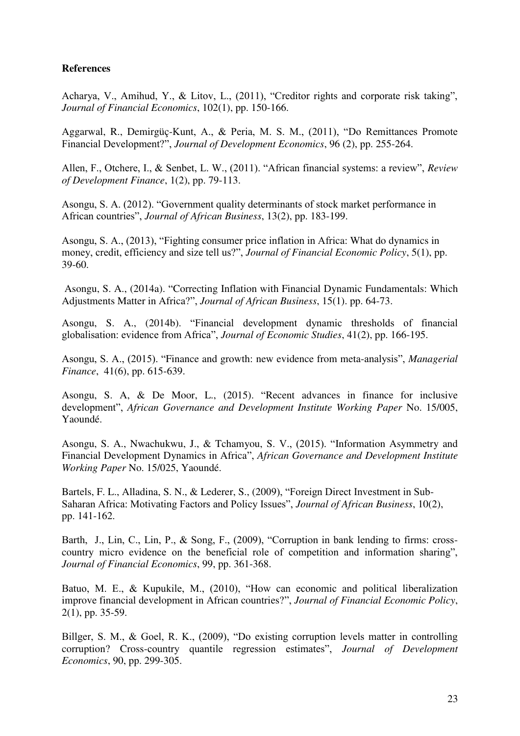**References**

Acharya, V., Amihud, Y., & Litov, L., (2011), "Creditor rights and corporate risk taking", *Journal of Financial Economics*, 102(1), pp. 150-166.

Aggarwal, R., Demirgüç-Kunt, A., & Peria, M. S. M., (2011), "Do Remittances Promote Financial Development?", *Journal of Development Economics*, 96 (2), pp. 255-264.

Allen, F., Otchere, I., & Senbet, L. W., (2011). "African financial systems: a review", *Review of Development Finance*, 1(2), pp. 79-113.

Asongu, S. A. (2012). "Government quality determinants of stock market performance in African countries", *Journal of African Business*, 13(2), pp. 183-199.

Asongu, S. A., (2013), "Fighting consumer price inflation in Africa: What do dynamics in money, credit, efficiency and size tell us?", *Journal of Financial Economic Policy*, 5(1), pp. 39-60.

Asongu, S. A., (2014a). "Correcting Inflation with Financial Dynamic Fundamentals: Which Adjustments Matter in Africa?", *Journal of African Business*, 15(1). pp. 64-73.

Asongu, S. A., (2014b). "Financial development dynamic thresholds of financial globalisation: evidence from Africa", *Journal of Economic Studies*, 41(2), pp. 166-195.

Asongu, S. A., (2015). "Finance and growth: new evidence from meta-analysis", *Managerial Finance*, 41(6), pp. 615-639.

Asongu, S. A, & De Moor, L., (2015). "Recent advances in finance for inclusive development", *African Governance and Development Institute Working Paper* No. 15/005, Yaoundé.

Asongu, S. A., Nwachukwu, J., & Tchamyou, S. V., (2015). "Information Asymmetry and Financial Development Dynamics in Africa", *African Governance and Development Institute Working Paper* No. 15/025, Yaoundé.

Bartels, F. L., Alladina, S. N., & Lederer, S., (2009), "Foreign Direct Investment in Sub-Saharan Africa: Motivating Factors and Policy Issues", *Journal of African Business*, 10(2), pp. 141-162.

Barth, J., Lin, C., Lin, P., & Song, F., (2009), "Corruption in bank lending to firms: cross-country micro evidence on the beneficial role of competition and information sharing", *Journal of Financial Economics*, 99, pp. 361-368.

Batuo, M. E., & Kupukile, M., (2010), "How can economic and political liberalization improve financial development in African countries?", *Journal of Financial Economic Policy*, 2(1), pp. 35-59.

Billger, S. M., & Goel, R. K., (2009), "Do existing corruption levels matter in controlling corruption? Cross-country quantile regression estimates", *Journal of Development Economics*, 90, pp. 299-305.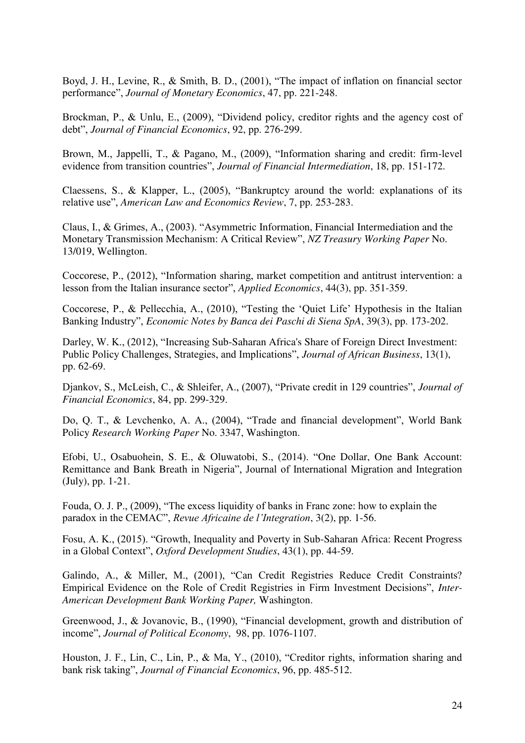Boyd, J. H., Levine, R., & Smith, B. D., (2001), "The impact of inflation on financial sector performance", *Journal of Monetary Economics*, 47, pp. 221-248.

Brockman, P., & Unlu, E., (2009), "Dividend policy, creditor rights and the agency cost of debt", *Journal of Financial Economics*, 92, pp. 276-299.

Brown, M., Jappelli, T., & Pagano, M., (2009), "Information sharing and credit: firm-level evidence from transition countries", *Journal of Financial Intermediation*, 18, pp. 151-172.

Claessens, S., & Klapper, L., (2005), "Bankruptcy around the world: explanations of its relative use", *American Law and Economics Review*, 7, pp. 253-283.

Claus, I., & Grimes, A., (2003). "Asymmetric Information, Financial Intermediation and the Monetary Transmission Mechanism: A Critical Review", *NZ Treasury Working Paper* No. 13/019, Wellington.

Coccorese, P., (2012), "Information sharing, market competition and antitrust intervention: a lesson from the Italian insurance sector", *Applied Economics*, 44(3), pp. 351-359.

Coccorese, P., & Pellecchia, A., (2010), "Testing the 'Quiet Life' Hypothesis in the Italian Banking Industry", *Economic Notes by Banca dei Paschi di Siena SpA*, 39(3), pp. 173-202.

Darley, W. K., (2012), "Increasing Sub-Saharan Africa's Share of Foreign Direct Investment: Public Policy Challenges, Strategies, and Implications", *Journal of African Business*, 13(1), pp. 62-69.

Djankov, S., McLeish, C., & Shleifer, A., (2007), "Private credit in 129 countries", *Journal of Financial Economics*, 84, pp. 299-329.

Do, Q. T., & Levchenko, A. A., (2004), "Trade and financial development", World Bank Policy *Research Working Paper* No. 3347, Washington.

Efobi, U., Osabuohein, S. E., & Oluwatobi, S., (2014). "One Dollar, One Bank Account: Remittance and Bank Breath in Nigeria", Journal of International Migration and Integration (July), pp. 1-21.

Fouda, O. J. P., (2009), "The excess liquidity of banks in Franc zone: how to explain the paradox in the CEMAC", *Revue Africaine de l'Integration*, 3(2), pp. 1-56.

Fosu, A. K., (2015). "Growth, Inequality and Poverty in Sub-Saharan Africa: Recent Progress in a Global Context", *Oxford Development Studies*, 43(1), pp. 44-59.

Galindo, A., & Miller, M., (2001), "Can Credit Registries Reduce Credit Constraints? Empirical Evidence on the Role of Credit Registries in Firm Investment Decisions", *Inter-American Development Bank Working Paper,* Washington.

Greenwood, J., & Jovanovic, B., (1990), "Financial development, growth and distribution of income", *Journal of Political Economy*, 98, pp. 1076-1107.

Houston, J. F., Lin, C., Lin, P., & Ma, Y., (2010), "Creditor rights, information sharing and bank risk taking", *Journal of Financial Economics*, 96, pp. 485-512.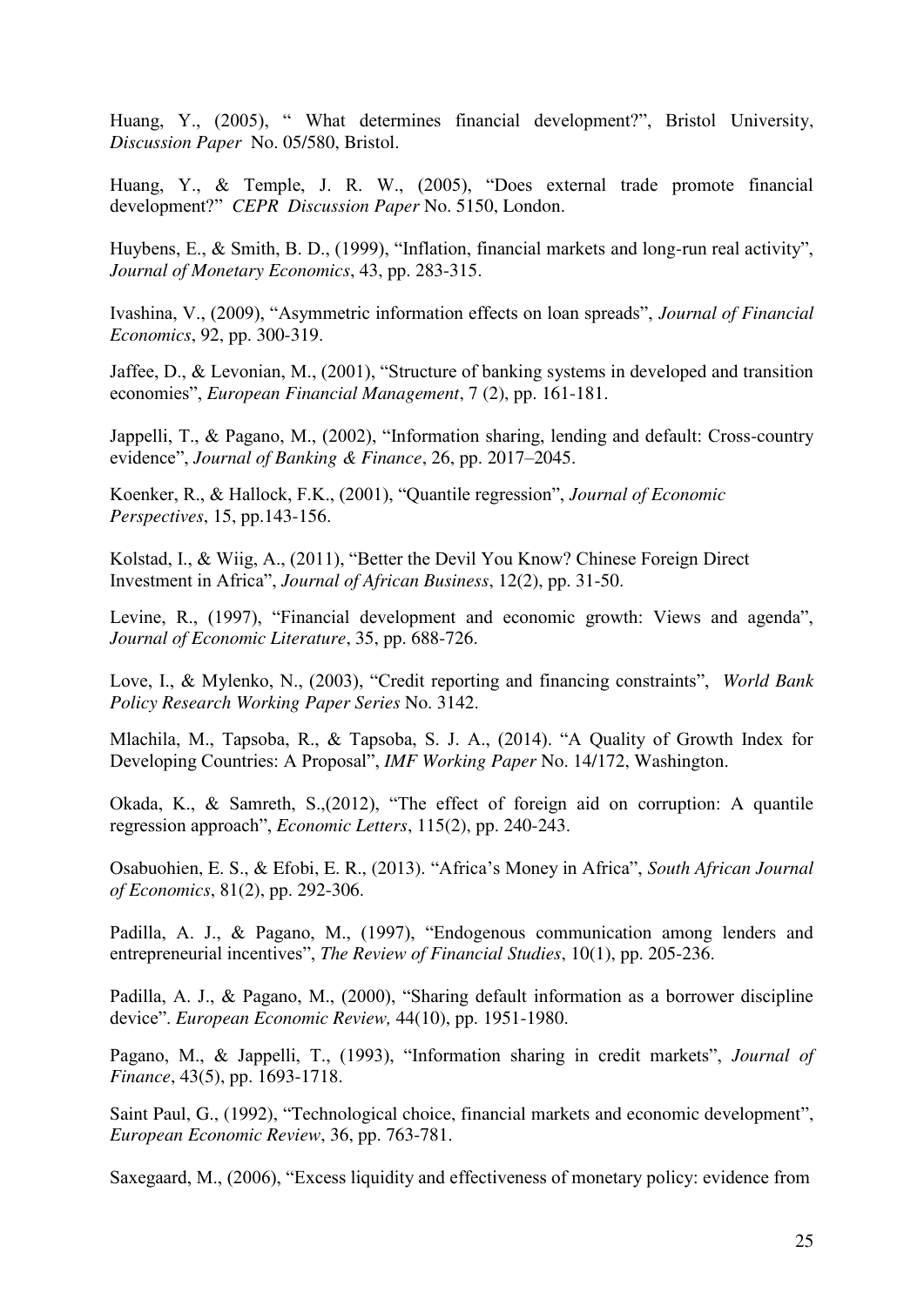Huang, Y., (2005), " What determines financial development?", Bristol University, *Discussion Paper* No. 05/580, Bristol.

Huang, Y., & Temple, J. R. W., (2005), "Does external trade promote financial development?" *CEPR Discussion Paper* No. 5150, London.

Huybens, E., & Smith, B. D., (1999), "Inflation, financial markets and long-run real activity", *Journal of Monetary Economics*, 43, pp. 283-315.

Ivashina, V., (2009), "Asymmetric information effects on loan spreads", *Journal of Financial Economics*, 92, pp. 300-319.

Jaffee, D., & Levonian, M., (2001), "Structure of banking systems in developed and transition economies", *European Financial Management*, 7 (2), pp. 161-181.

Jappelli, T., & Pagano, M., (2002), "Information sharing, lending and default: Cross-country evidence", *Journal of Banking & Finance*, 26, pp. 2017–2045.

Koenker, R., & Hallock, F.K., (2001), "Quantile regression", *Journal of Economic Perspectives*, 15, pp.143-156.

Kolstad, I., & Wiig, A., (2011), "Better the Devil You Know? Chinese Foreign Direct Investment in Africa", *Journal of African Business*, 12(2), pp. 31-50.

Levine, R., (1997), "Financial development and economic growth: Views and agenda", *Journal of Economic Literature*, 35, pp. 688-726.

Love, I., & Mylenko, N., (2003), "Credit reporting and financing constraints", *World Bank Policy Research Working Paper Series* No. 3142.

Mlachila, M., Tapsoba, R., & Tapsoba, S. J. A., (2014). "A Quality of Growth Index for Developing Countries: A Proposal", *IMF Working Paper* No. 14/172, Washington.

Okada, K., & Samreth, S.,(2012), "The effect of foreign aid on corruption: A quantile regression approach", *Economic Letters*, 115(2), pp. 240-243.

Osabuohien, E. S., & Efobi, E. R., (2013). "Africa's Money in Africa", *South African Journal of Economics*, 81(2), pp. 292-306.

Padilla, A. J., & Pagano, M., (1997), "Endogenous communication among lenders and entrepreneurial incentives", *The Review of Financial Studies*, 10(1), pp. 205-236.

Padilla, A. J., & Pagano, M., (2000), "Sharing default information as a borrower discipline device". *European Economic Review,* 44(10), pp. 1951-1980.

Pagano, M., & Jappelli, T., (1993), "Information sharing in credit markets", *Journal of Finance*, 43(5), pp. 1693-1718.

Saint Paul, G., (1992), "Technological choice, financial markets and economic development", *European Economic Review*, 36, pp. 763-781.

Saxegaard, M., (2006), "Excess liquidity and effectiveness of monetary policy: evidence from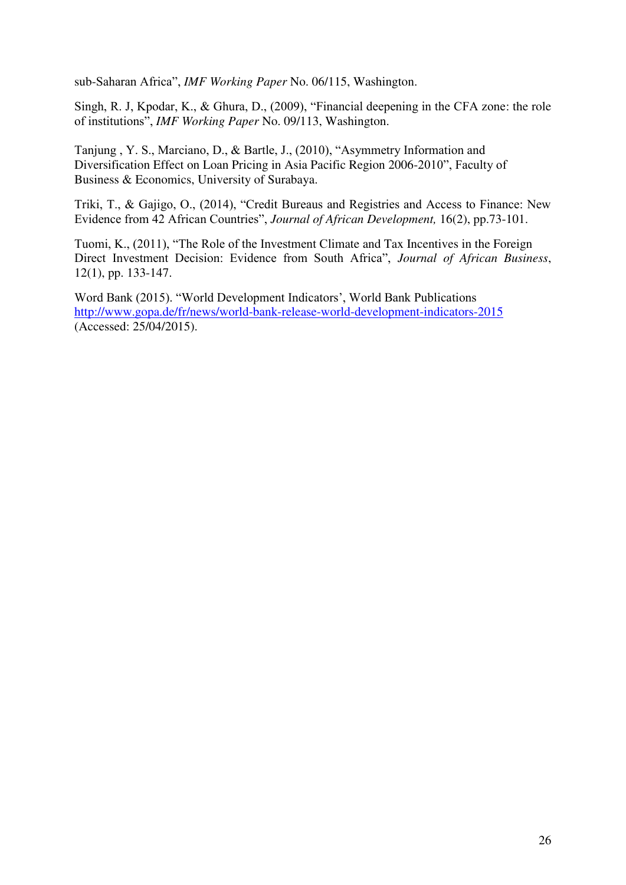sub-Saharan Africa", *IMF Working Paper* No. 06/115, Washington.

Singh, R. J, Kpodar, K., & Ghura, D., (2009), "Financial deepening in the CFA zone: the role of institutions", *IMF Working Paper* No. 09/113, Washington.

Tanjung , Y. S., Marciano, D., & Bartle, J., (2010), "Asymmetry Information and Diversification Effect on Loan Pricing in Asia Pacific Region 2006-2010", Faculty of Business & Economics, University of Surabaya.

Triki, T., & Gajigo, O., (2014), "Credit Bureaus and Registries and Access to Finance: New Evidence from 42 African Countries", *Journal of African Development,* 16(2), pp.73-101.

Tuomi, K., (2011), "The Role of the Investment Climate and Tax Incentives in the Foreign Direct Investment Decision: Evidence from South Africa", *Journal of African Business*, 12(1), pp. 133-147.

Word Bank (2015). "World Development Indicators', World Bank Publications [http://www.gopa.de/fr/news/world-bank-release-world-development-indicators-2015](http://www.gopa.de/fr/news/world-bank-release-world-development-indicators-2015) (Accessed: 25/04/2015).